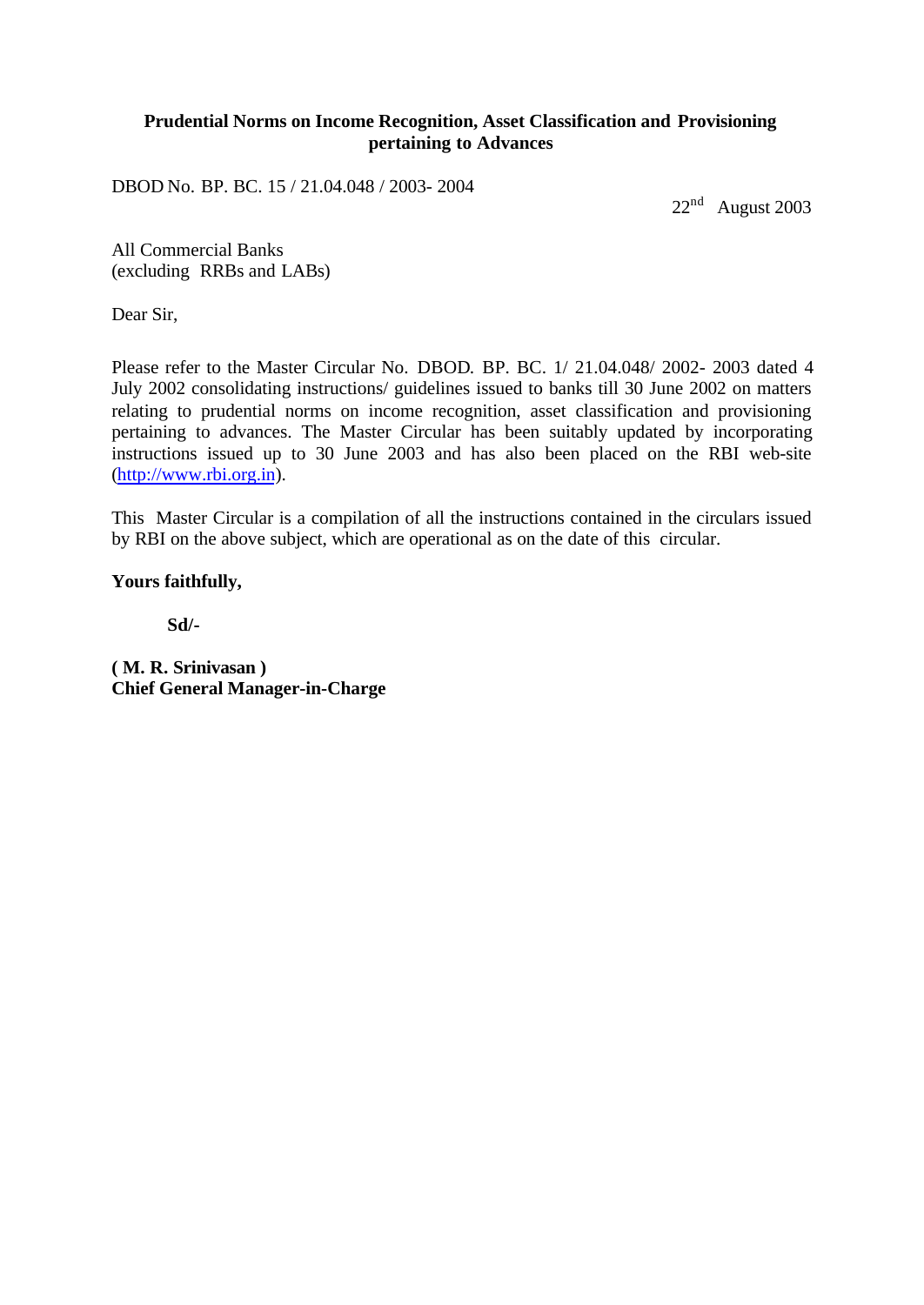**Prudential Norms on Income Recognition, Asset Classification and Provisioning pertaining to Advances**

DBOD No. BP. BC. 15 / 21.04.048 / 2003- 2004

22nd August 2003

All Commercial Banks
(excluding RRBs and LABs)

Dear Sir,

Please refer to the Master Circular No. DBOD. BP. BC. 1/ 21.04.048/ 2002- 2003 dated 4 July 2002 consolidating instructions/ guidelines issued to banks till 30 June 2002 on matters relating to prudential norms on income recognition, asset classification and provisioning pertaining to advances. The Master Circular has been suitably updated by incorporating instructions issued up to 30 June 2003 and has also been placed on the RBI web-site (http://www.rbi.org.in).

This Master Circular is a compilation of all the instructions contained in the circulars issued by RBI on the above subject, which are operational as on the date of this circular.

**Yours faithfully,**

**Sd/-**

**( M. R. Srinivasan )**
**Chief General Manager-in-Charge**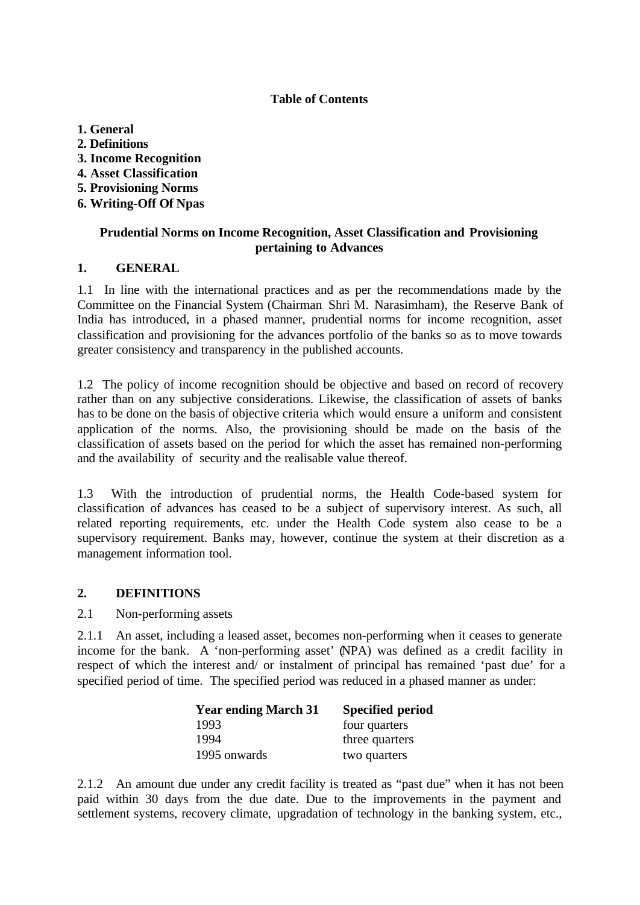**Table of Contents**

**1. General**
**2. Definitions**
**3. Income Recognition**
**4. Asset Classification**
**5. Provisioning Norms**
**6. Writing-Off Of Npas**

## Prudential Norms on Income Recognition, Asset Classification and Provisioning pertaining to Advances

### 1. GENERAL

1.1 In line with the international practices and as per the recommendations made by the Committee on the Financial System (Chairman Shri M. Narasimham), the Reserve Bank of India has introduced, in a phased manner, prudential norms for income recognition, asset classification and provisioning for the advances portfolio of the banks so as to move towards greater consistency and transparency in the published accounts.

1.2 The policy of income recognition should be objective and based on record of recovery rather than on any subjective considerations. Likewise, the classification of assets of banks has to be done on the basis of objective criteria which would ensure a uniform and consistent application of the norms. Also, the provisioning should be made on the basis of the classification of assets based on the period for which the asset has remained non-performing and the availability of security and the realisable value thereof.

1.3 With the introduction of prudential norms, the Health Code-based system for classification of advances has ceased to be a subject of supervisory interest. As such, all related reporting requirements, etc. under the Health Code system also cease to be a supervisory requirement. Banks may, however, continue the system at their discretion as a management information tool.

### 2. DEFINITIONS

2.1 Non-performing assets

2.1.1 An asset, including a leased asset, becomes non-performing when it ceases to generate income for the bank. A 'non-performing asset' (NPA) was defined as a credit facility in respect of which the interest and/ or instalment of principal has remained 'past due' for a specified period of time. The specified period was reduced in a phased manner as under:

| Year ending March 31 | Specified period |
|---|---|
| 1993 | four quarters |
| 1994 | three quarters |
| 1995 onwards | two quarters |

2.1.2 An amount due under any credit facility is treated as "past due" when it has not been paid within 30 days from the due date. Due to the improvements in the payment and settlement systems, recovery climate, upgradation of technology in the banking system, etc.,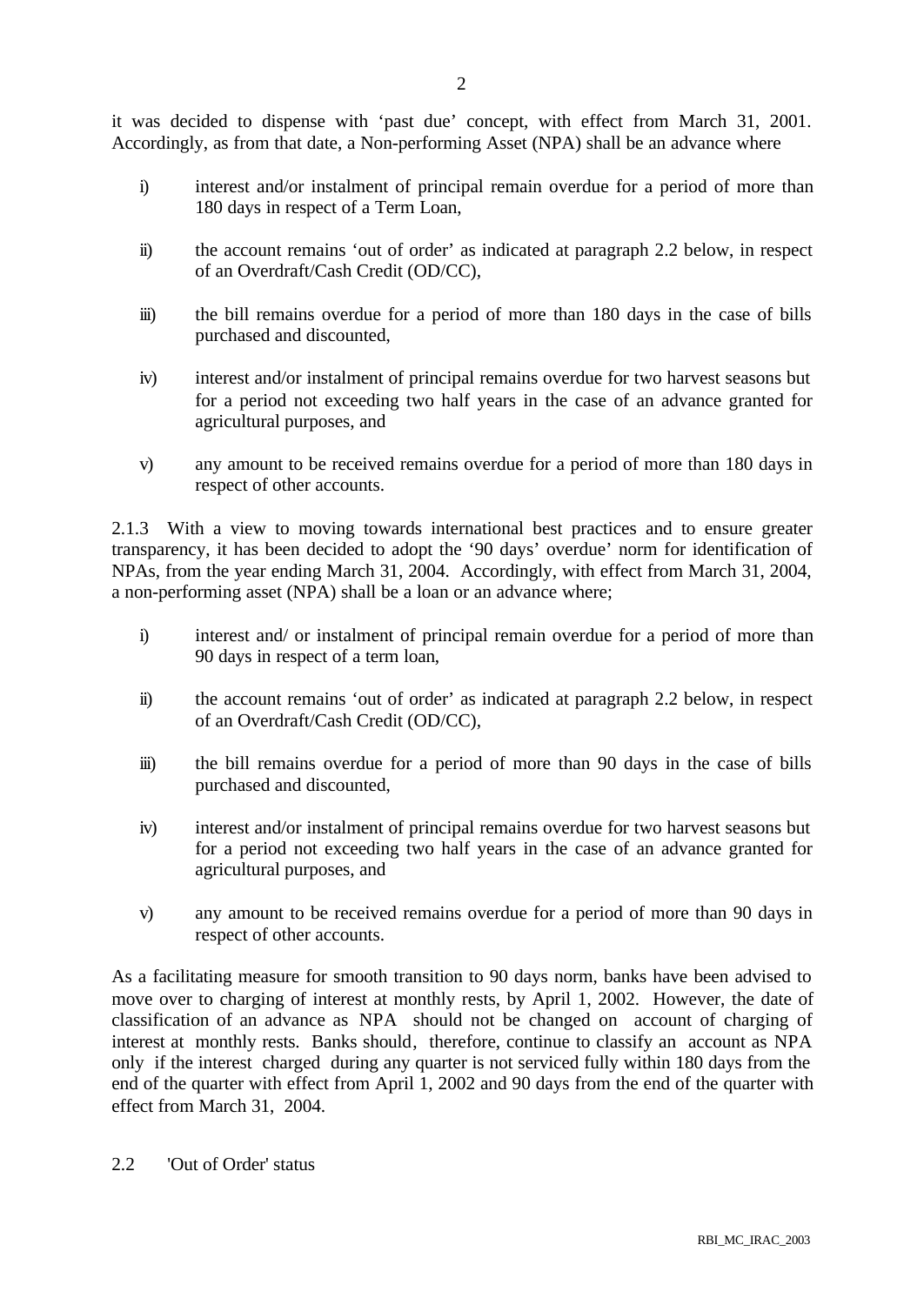it was decided to dispense with 'past due' concept, with effect from March 31, 2001. Accordingly, as from that date, a Non-performing Asset (NPA) shall be an advance where

i) interest and/or instalment of principal remain overdue for a period of more than 180 days in respect of a Term Loan,

ii) the account remains 'out of order' as indicated at paragraph 2.2 below, in respect of an Overdraft/Cash Credit (OD/CC),

iii) the bill remains overdue for a period of more than 180 days in the case of bills purchased and discounted,

iv) interest and/or instalment of principal remains overdue for two harvest seasons but for a period not exceeding two half years in the case of an advance granted for agricultural purposes, and

v) any amount to be received remains overdue for a period of more than 180 days in respect of other accounts.

2.1.3 With a view to moving towards international best practices and to ensure greater transparency, it has been decided to adopt the '90 days' overdue' norm for identification of NPAs, from the year ending March 31, 2004. Accordingly, with effect from March 31, 2004, a non-performing asset (NPA) shall be a loan or an advance where;

i) interest and/ or instalment of principal remain overdue for a period of more than 90 days in respect of a term loan,

ii) the account remains 'out of order' as indicated at paragraph 2.2 below, in respect of an Overdraft/Cash Credit (OD/CC),

iii) the bill remains overdue for a period of more than 90 days in the case of bills purchased and discounted,

iv) interest and/or instalment of principal remains overdue for two harvest seasons but for a period not exceeding two half years in the case of an advance granted for agricultural purposes, and

v) any amount to be received remains overdue for a period of more than 90 days in respect of other accounts.

As a facilitating measure for smooth transition to 90 days norm, banks have been advised to move over to charging of interest at monthly rests, by April 1, 2002. However, the date of classification of an advance as NPA should not be changed on account of charging of interest at monthly rests. Banks should, therefore, continue to classify an account as NPA only if the interest charged during any quarter is not serviced fully within 180 days from the end of the quarter with effect from April 1, 2002 and 90 days from the end of the quarter with effect from March 31, 2004.

2.2 'Out of Order' status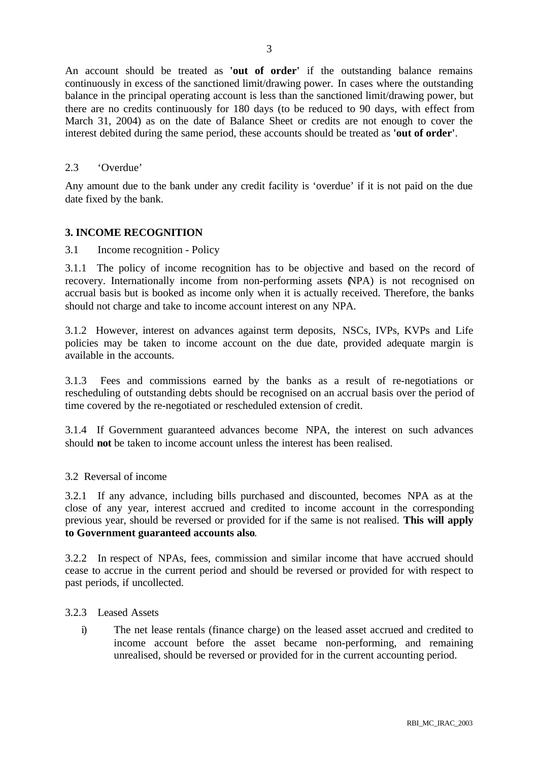An account should be treated as **'out of order'** if the outstanding balance remains continuously in excess of the sanctioned limit/drawing power. In cases where the outstanding balance in the principal operating account is less than the sanctioned limit/drawing power, but there are no credits continuously for 180 days (to be reduced to 90 days, with effect from March 31, 2004) as on the date of Balance Sheet or credits are not enough to cover the interest debited during the same period, these accounts should be treated as **'out of order'**.

2.3 'Overdue'

Any amount due to the bank under any credit facility is 'overdue' if it is not paid on the due date fixed by the bank.

## 3. INCOME RECOGNITION

3.1 Income recognition - Policy

3.1.1 The policy of income recognition has to be objective and based on the record of recovery. Internationally income from non-performing assets (NPA) is not recognised on accrual basis but is booked as income only when it is actually received. Therefore, the banks should not charge and take to income account interest on any NPA.

3.1.2 However, interest on advances against term deposits, NSCs, IVPs, KVPs and Life policies may be taken to income account on the due date, provided adequate margin is available in the accounts.

3.1.3 Fees and commissions earned by the banks as a result of re-negotiations or rescheduling of outstanding debts should be recognised on an accrual basis over the period of time covered by the re-negotiated or rescheduled extension of credit.

3.1.4 If Government guaranteed advances become NPA, the interest on such advances should **not** be taken to income account unless the interest has been realised.

3.2 Reversal of income

3.2.1 If any advance, including bills purchased and discounted, becomes NPA as at the close of any year, interest accrued and credited to income account in the corresponding previous year, should be reversed or provided for if the same is not realised. **This will apply to Government guaranteed accounts also**.

3.2.2 In respect of NPAs, fees, commission and similar income that have accrued should cease to accrue in the current period and should be reversed or provided for with respect to past periods, if uncollected.

3.2.3 Leased Assets

i) The net lease rentals (finance charge) on the leased asset accrued and credited to income account before the asset became non-performing, and remaining unrealised, should be reversed or provided for in the current accounting period.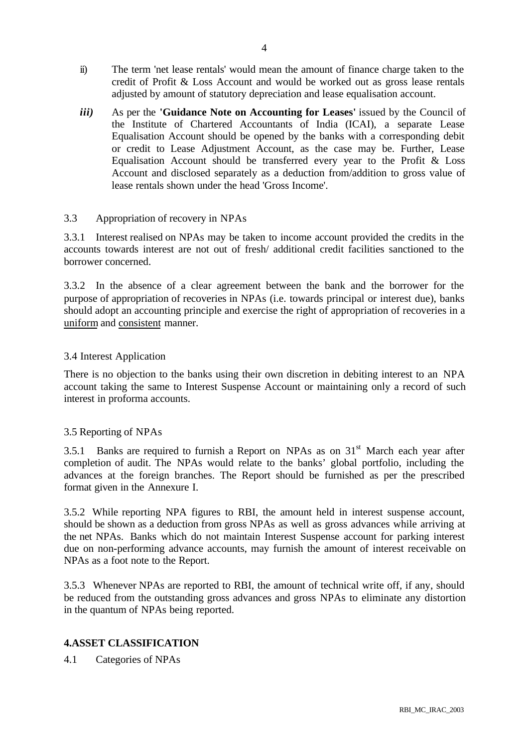ii) The term 'net lease rentals' would mean the amount of finance charge taken to the credit of Profit & Loss Account and would be worked out as gross lease rentals adjusted by amount of statutory depreciation and lease equalisation account.

*iii)* As per the **'Guidance Note on Accounting for Leases'** issued by the Council of the Institute of Chartered Accountants of India (ICAI), a separate Lease Equalisation Account should be opened by the banks with a corresponding debit or credit to Lease Adjustment Account, as the case may be. Further, Lease Equalisation Account should be transferred every year to the Profit & Loss Account and disclosed separately as a deduction from/addition to gross value of lease rentals shown under the head 'Gross Income'.

3.3 Appropriation of recovery in NPAs

3.3.1 Interest realised on NPAs may be taken to income account provided the credits in the accounts towards interest are not out of fresh/ additional credit facilities sanctioned to the borrower concerned.

3.3.2 In the absence of a clear agreement between the bank and the borrower for the purpose of appropriation of recoveries in NPAs (i.e. towards principal or interest due), banks should adopt an accounting principle and exercise the right of appropriation of recoveries in a uniform and consistent manner.

3.4 Interest Application

There is no objection to the banks using their own discretion in debiting interest to an NPA account taking the same to Interest Suspense Account or maintaining only a record of such interest in proforma accounts.

3.5 Reporting of NPAs

3.5.1 Banks are required to furnish a Report on NPAs as on 31st March each year after completion of audit. The NPAs would relate to the banks' global portfolio, including the advances at the foreign branches. The Report should be furnished as per the prescribed format given in the Annexure I.

3.5.2 While reporting NPA figures to RBI, the amount held in interest suspense account, should be shown as a deduction from gross NPAs as well as gross advances while arriving at the net NPAs. Banks which do not maintain Interest Suspense account for parking interest due on non-performing advance accounts, may furnish the amount of interest receivable on NPAs as a foot note to the Report.

3.5.3 Whenever NPAs are reported to RBI, the amount of technical write off, if any, should be reduced from the outstanding gross advances and gross NPAs to eliminate any distortion in the quantum of NPAs being reported.

## 4.ASSET CLASSIFICATION

4.1 Categories of NPAs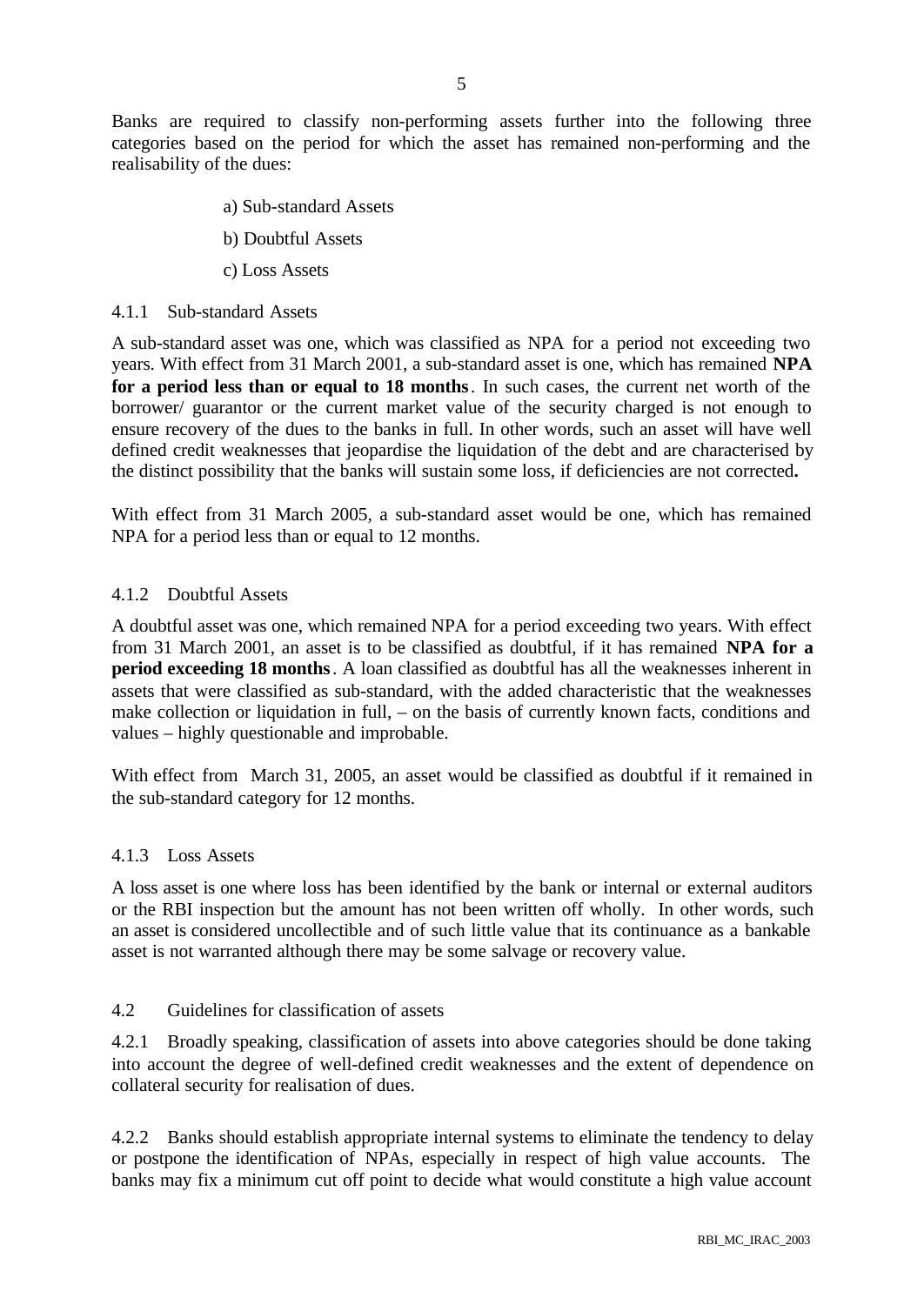Banks are required to classify non-performing assets further into the following three categories based on the period for which the asset has remained non-performing and the realisability of the dues:

a) Sub-standard Assets

b) Doubtful Assets

c) Loss Assets

### 4.1.1 Sub-standard Assets

A sub-standard asset was one, which was classified as NPA for a period not exceeding two years. With effect from 31 March 2001, a sub-standard asset is one, which has remained **NPA for a period less than or equal to 18 months**. In such cases, the current net worth of the borrower/ guarantor or the current market value of the security charged is not enough to ensure recovery of the dues to the banks in full. In other words, such an asset will have well defined credit weaknesses that jeopardise the liquidation of the debt and are characterised by the distinct possibility that the banks will sustain some loss, if deficiencies are not corrected**.**

With effect from 31 March 2005, a sub-standard asset would be one, which has remained NPA for a period less than or equal to 12 months.

### 4.1.2 Doubtful Assets

A doubtful asset was one, which remained NPA for a period exceeding two years. With effect from 31 March 2001, an asset is to be classified as doubtful, if it has remained **NPA for a period exceeding 18 months**. A loan classified as doubtful has all the weaknesses inherent in assets that were classified as sub-standard, with the added characteristic that the weaknesses make collection or liquidation in full, – on the basis of currently known facts, conditions and values – highly questionable and improbable.

With effect from March 31, 2005, an asset would be classified as doubtful if it remained in the sub-standard category for 12 months.

### 4.1.3 Loss Assets

A loss asset is one where loss has been identified by the bank or internal or external auditors or the RBI inspection but the amount has not been written off wholly. In other words, such an asset is considered uncollectible and of such little value that its continuance as a bankable asset is not warranted although there may be some salvage or recovery value.

## 4.2 Guidelines for classification of assets

4.2.1 Broadly speaking, classification of assets into above categories should be done taking into account the degree of well-defined credit weaknesses and the extent of dependence on collateral security for realisation of dues.

4.2.2 Banks should establish appropriate internal systems to eliminate the tendency to delay or postpone the identification of NPAs, especially in respect of high value accounts. The banks may fix a minimum cut off point to decide what would constitute a high value account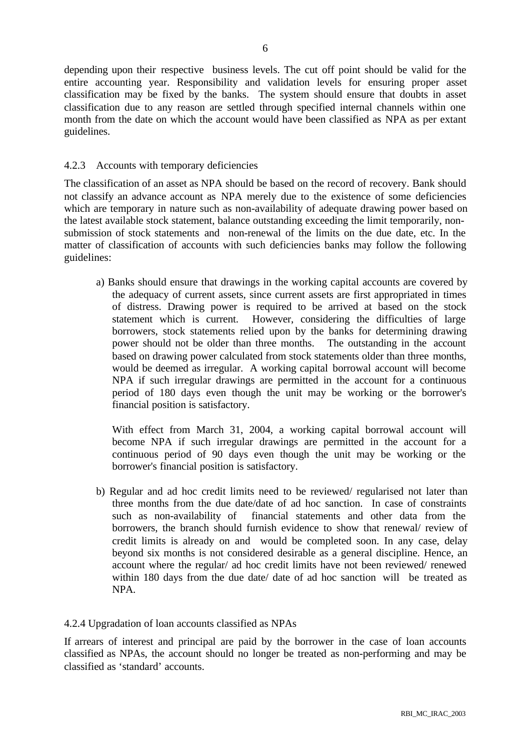depending upon their respective business levels. The cut off point should be valid for the entire accounting year. Responsibility and validation levels for ensuring proper asset classification may be fixed by the banks. The system should ensure that doubts in asset classification due to any reason are settled through specified internal channels within one month from the date on which the account would have been classified as NPA as per extant guidelines.

#### 4.2.3 Accounts with temporary deficiencies

The classification of an asset as NPA should be based on the record of recovery. Bank should not classify an advance account as NPA merely due to the existence of some deficiencies which are temporary in nature such as non-availability of adequate drawing power based on the latest available stock statement, balance outstanding exceeding the limit temporarily, non-submission of stock statements and non-renewal of the limits on the due date, etc. In the matter of classification of accounts with such deficiencies banks may follow the following guidelines:

a) Banks should ensure that drawings in the working capital accounts are covered by the adequacy of current assets, since current assets are first appropriated in times of distress. Drawing power is required to be arrived at based on the stock statement which is current. However, considering the difficulties of large borrowers, stock statements relied upon by the banks for determining drawing power should not be older than three months. The outstanding in the account based on drawing power calculated from stock statements older than three months, would be deemed as irregular. A working capital borrowal account will become NPA if such irregular drawings are permitted in the account for a continuous period of 180 days even though the unit may be working or the borrower's financial position is satisfactory.

   With effect from March 31, 2004, a working capital borrowal account will become NPA if such irregular drawings are permitted in the account for a continuous period of 90 days even though the unit may be working or the borrower's financial position is satisfactory.

b) Regular and ad hoc credit limits need to be reviewed/ regularised not later than three months from the due date/date of ad hoc sanction. In case of constraints such as non-availability of financial statements and other data from the borrowers, the branch should furnish evidence to show that renewal/ review of credit limits is already on and would be completed soon. In any case, delay beyond six months is not considered desirable as a general discipline. Hence, an account where the regular/ ad hoc credit limits have not been reviewed/ renewed within 180 days from the due date/ date of ad hoc sanction will be treated as NPA.

#### 4.2.4 Upgradation of loan accounts classified as NPAs

If arrears of interest and principal are paid by the borrower in the case of loan accounts classified as NPAs, the account should no longer be treated as non-performing and may be classified as 'standard' accounts.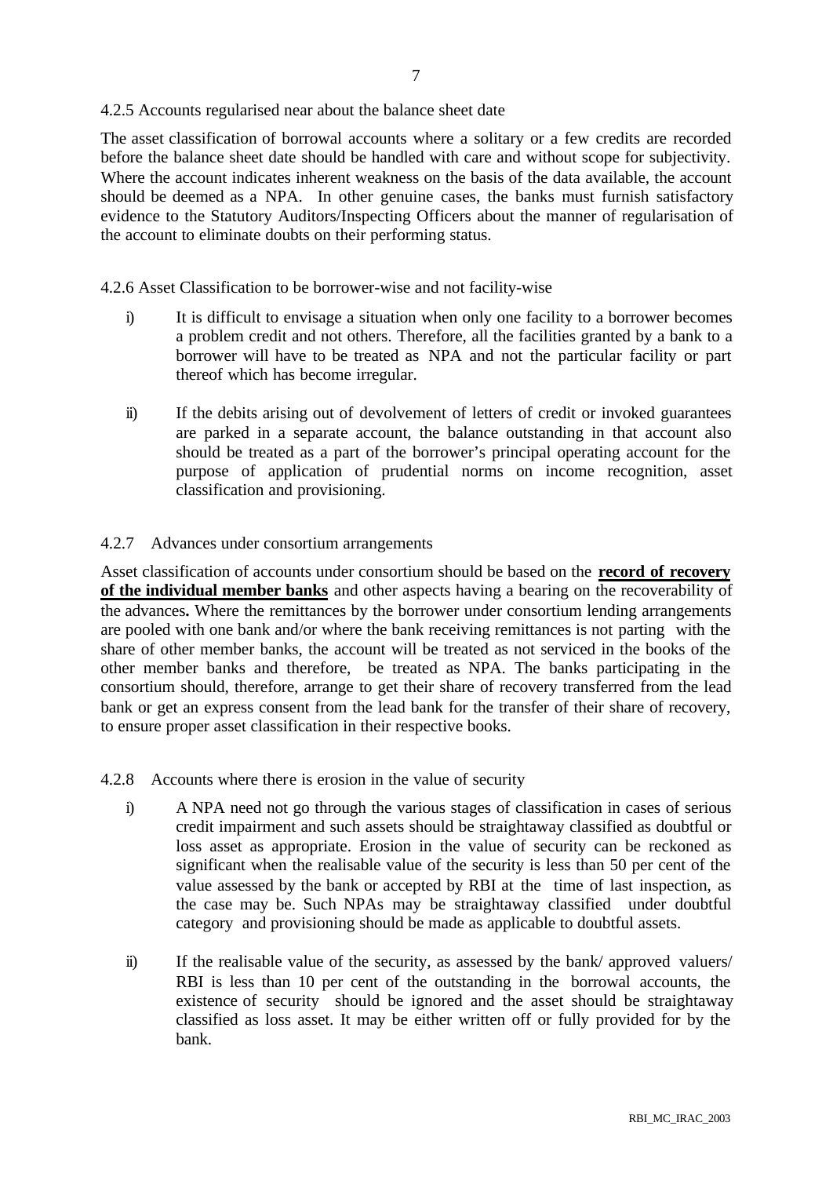#### 4.2.5 Accounts regularised near about the balance sheet date

The asset classification of borrowal accounts where a solitary or a few credits are recorded before the balance sheet date should be handled with care and without scope for subjectivity. Where the account indicates inherent weakness on the basis of the data available, the account should be deemed as a NPA. In other genuine cases, the banks must furnish satisfactory evidence to the Statutory Auditors/Inspecting Officers about the manner of regularisation of the account to eliminate doubts on their performing status.

#### 4.2.6 Asset Classification to be borrower-wise and not facility-wise

i) It is difficult to envisage a situation when only one facility to a borrower becomes a problem credit and not others. Therefore, all the facilities granted by a bank to a borrower will have to be treated as NPA and not the particular facility or part thereof which has become irregular.

ii) If the debits arising out of devolvement of letters of credit or invoked guarantees are parked in a separate account, the balance outstanding in that account also should be treated as a part of the borrower's principal operating account for the purpose of application of prudential norms on income recognition, asset classification and provisioning.

#### 4.2.7 Advances under consortium arrangements

Asset classification of accounts under consortium should be based on the **record of recovery of the individual member banks** and other aspects having a bearing on the recoverability of the advances**.** Where the remittances by the borrower under consortium lending arrangements are pooled with one bank and/or where the bank receiving remittances is not parting with the share of other member banks, the account will be treated as not serviced in the books of the other member banks and therefore, be treated as NPA. The banks participating in the consortium should, therefore, arrange to get their share of recovery transferred from the lead bank or get an express consent from the lead bank for the transfer of their share of recovery, to ensure proper asset classification in their respective books.

#### 4.2.8 Accounts where there is erosion in the value of security

i) A NPA need not go through the various stages of classification in cases of serious credit impairment and such assets should be straightaway classified as doubtful or loss asset as appropriate. Erosion in the value of security can be reckoned as significant when the realisable value of the security is less than 50 per cent of the value assessed by the bank or accepted by RBI at the time of last inspection, as the case may be. Such NPAs may be straightaway classified under doubtful category and provisioning should be made as applicable to doubtful assets.

ii) If the realisable value of the security, as assessed by the bank/ approved valuers/ RBI is less than 10 per cent of the outstanding in the borrowal accounts, the existence of security should be ignored and the asset should be straightaway classified as loss asset. It may be either written off or fully provided for by the bank.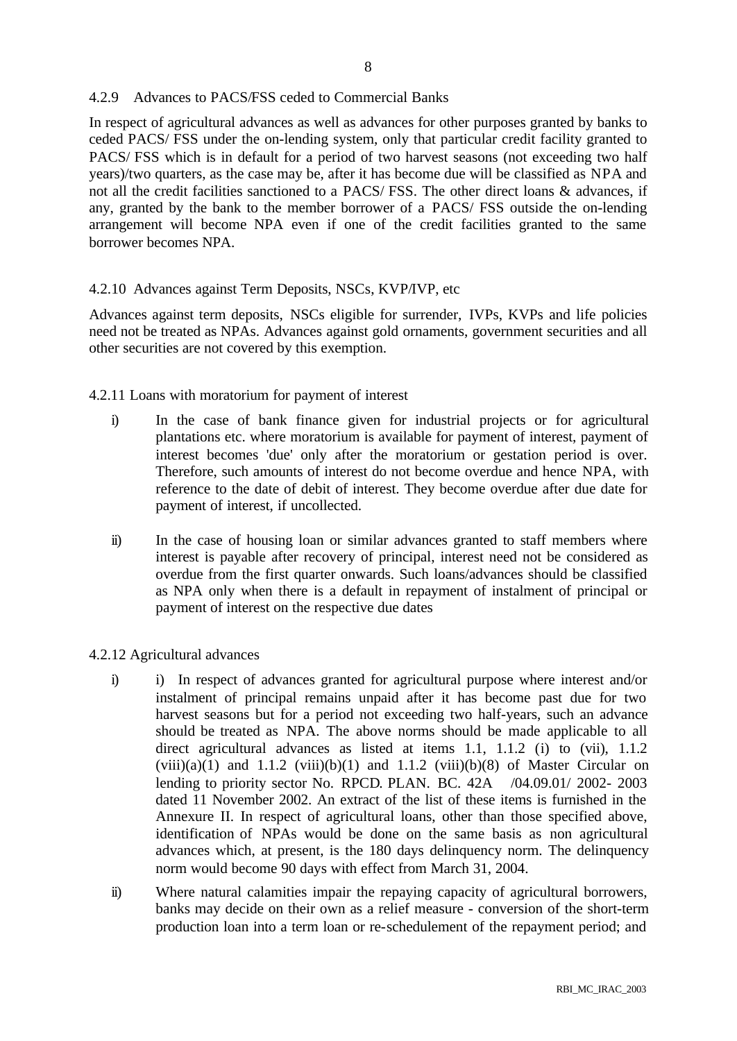#### 4.2.9 Advances to PACS/FSS ceded to Commercial Banks

In respect of agricultural advances as well as advances for other purposes granted by banks to ceded PACS/ FSS under the on-lending system, only that particular credit facility granted to PACS/ FSS which is in default for a period of two harvest seasons (not exceeding two half years)/two quarters, as the case may be, after it has become due will be classified as NPA and not all the credit facilities sanctioned to a PACS/ FSS. The other direct loans & advances, if any, granted by the bank to the member borrower of a PACS/ FSS outside the on-lending arrangement will become NPA even if one of the credit facilities granted to the same borrower becomes NPA.

#### 4.2.10 Advances against Term Deposits, NSCs, KVP/IVP, etc

Advances against term deposits, NSCs eligible for surrender, IVPs, KVPs and life policies need not be treated as NPAs. Advances against gold ornaments, government securities and all other securities are not covered by this exemption.

#### 4.2.11 Loans with moratorium for payment of interest

i) In the case of bank finance given for industrial projects or for agricultural plantations etc. where moratorium is available for payment of interest, payment of interest becomes 'due' only after the moratorium or gestation period is over. Therefore, such amounts of interest do not become overdue and hence NPA, with reference to the date of debit of interest. They become overdue after due date for payment of interest, if uncollected.

ii) In the case of housing loan or similar advances granted to staff members where interest is payable after recovery of principal, interest need not be considered as overdue from the first quarter onwards. Such loans/advances should be classified as NPA only when there is a default in repayment of instalment of principal or payment of interest on the respective due dates

#### 4.2.12 Agricultural advances

i) i) In respect of advances granted for agricultural purpose where interest and/or instalment of principal remains unpaid after it has become past due for two harvest seasons but for a period not exceeding two half-years, such an advance should be treated as NPA. The above norms should be made applicable to all direct agricultural advances as listed at items 1.1, 1.1.2 (i) to (vii), 1.1.2 (viii)(a)(1) and 1.1.2 (viii)(b)(1) and 1.1.2 (viii)(b)(8) of Master Circular on lending to priority sector No. RPCD. PLAN. BC. 42A /04.09.01/ 2002- 2003 dated 11 November 2002. An extract of the list of these items is furnished in the Annexure II. In respect of agricultural loans, other than those specified above, identification of NPAs would be done on the same basis as non agricultural advances which, at present, is the 180 days delinquency norm. The delinquency norm would become 90 days with effect from March 31, 2004.

ii) Where natural calamities impair the repaying capacity of agricultural borrowers, banks may decide on their own as a relief measure - conversion of the short-term production loan into a term loan or re-schedulement of the repayment period; and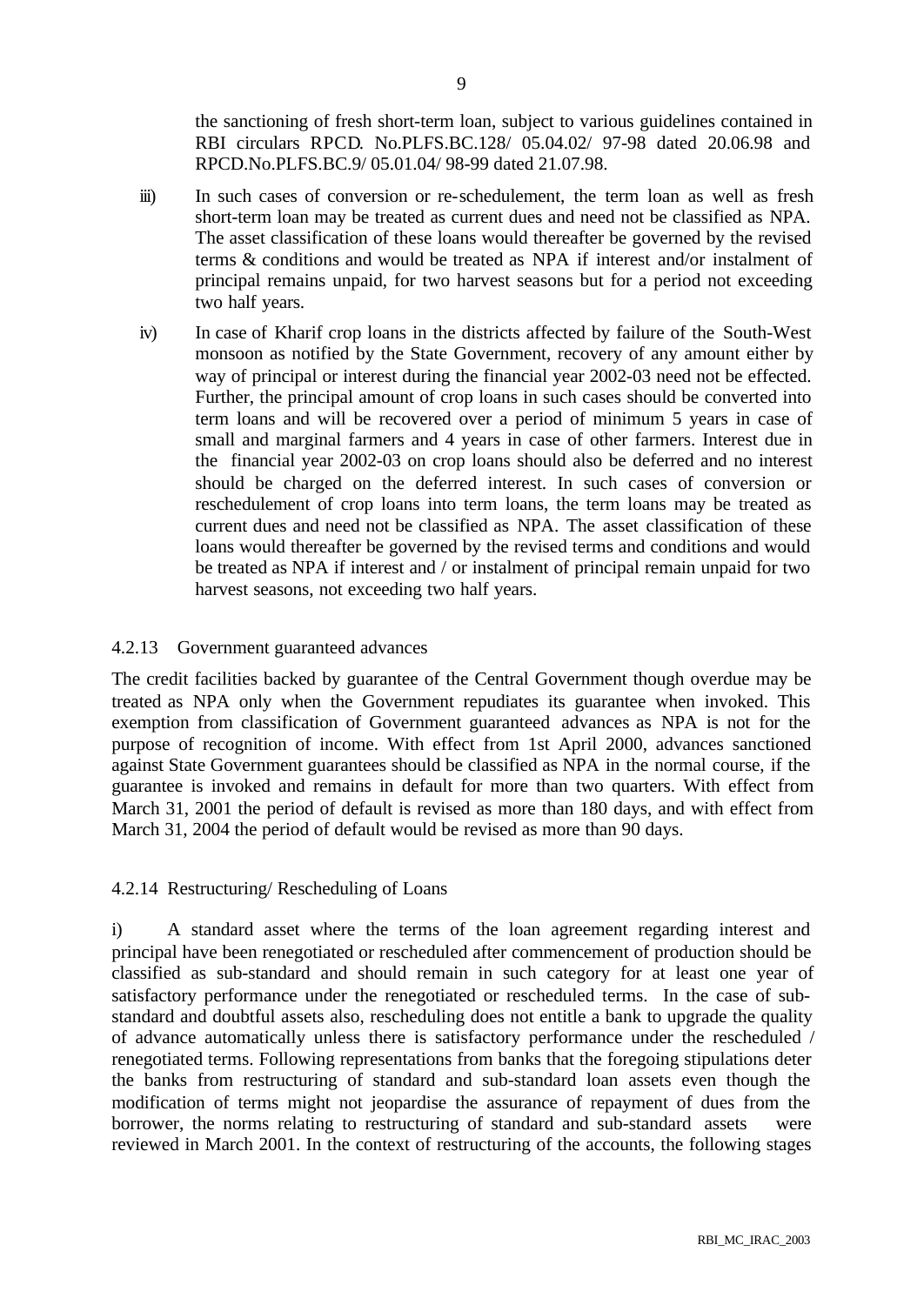the sanctioning of fresh short-term loan, subject to various guidelines contained in RBI circulars RPCD. No.PLFS.BC.128/ 05.04.02/ 97-98 dated 20.06.98 and RPCD.No.PLFS.BC.9/ 05.01.04/ 98-99 dated 21.07.98.

iii) In such cases of conversion or re-schedulement, the term loan as well as fresh short-term loan may be treated as current dues and need not be classified as NPA. The asset classification of these loans would thereafter be governed by the revised terms & conditions and would be treated as NPA if interest and/or instalment of principal remains unpaid, for two harvest seasons but for a period not exceeding two half years.

iv) In case of Kharif crop loans in the districts affected by failure of the South-West monsoon as notified by the State Government, recovery of any amount either by way of principal or interest during the financial year 2002-03 need not be effected. Further, the principal amount of crop loans in such cases should be converted into term loans and will be recovered over a period of minimum 5 years in case of small and marginal farmers and 4 years in case of other farmers. Interest due in the financial year 2002-03 on crop loans should also be deferred and no interest should be charged on the deferred interest. In such cases of conversion or reschedulement of crop loans into term loans, the term loans may be treated as current dues and need not be classified as NPA. The asset classification of these loans would thereafter be governed by the revised terms and conditions and would be treated as NPA if interest and / or instalment of principal remain unpaid for two harvest seasons, not exceeding two half years.

4.2.13 Government guaranteed advances

The credit facilities backed by guarantee of the Central Government though overdue may be treated as NPA only when the Government repudiates its guarantee when invoked. This exemption from classification of Government guaranteed advances as NPA is not for the purpose of recognition of income. With effect from 1st April 2000, advances sanctioned against State Government guarantees should be classified as NPA in the normal course, if the guarantee is invoked and remains in default for more than two quarters. With effect from March 31, 2001 the period of default is revised as more than 180 days, and with effect from March 31, 2004 the period of default would be revised as more than 90 days.

4.2.14 Restructuring/ Rescheduling of Loans

i) A standard asset where the terms of the loan agreement regarding interest and principal have been renegotiated or rescheduled after commencement of production should be classified as sub-standard and should remain in such category for at least one year of satisfactory performance under the renegotiated or rescheduled terms. In the case of sub-standard and doubtful assets also, rescheduling does not entitle a bank to upgrade the quality of advance automatically unless there is satisfactory performance under the rescheduled / renegotiated terms. Following representations from banks that the foregoing stipulations deter the banks from restructuring of standard and sub-standard loan assets even though the modification of terms might not jeopardise the assurance of repayment of dues from the borrower, the norms relating to restructuring of standard and sub-standard assets were reviewed in March 2001. In the context of restructuring of the accounts, the following stages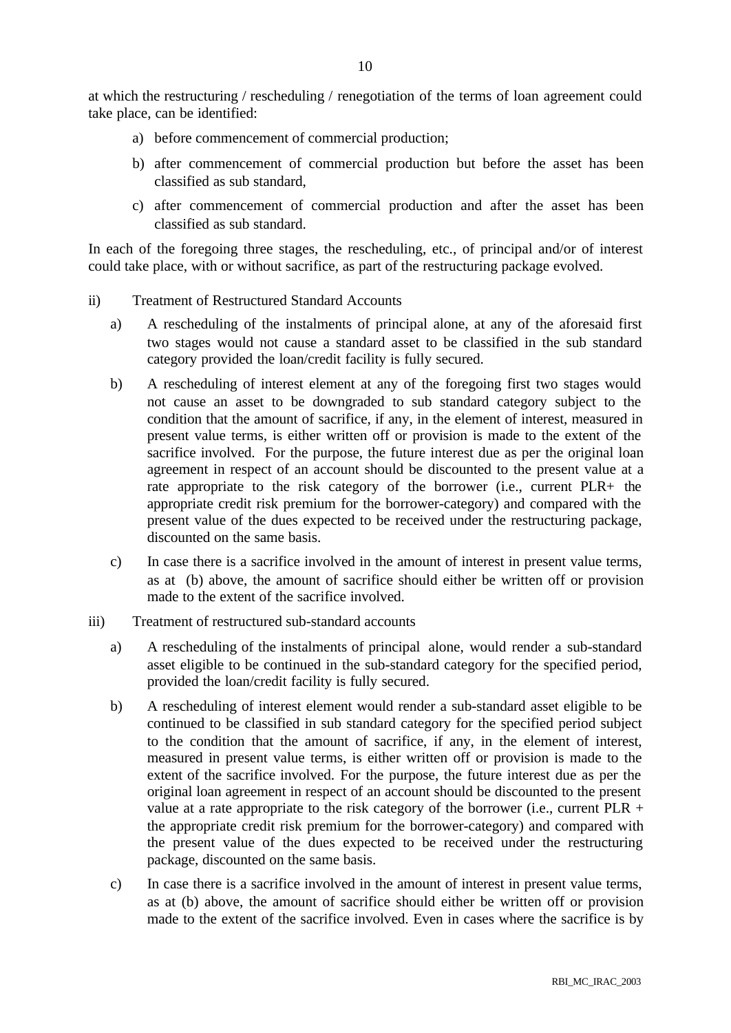at which the restructuring / rescheduling / renegotiation of the terms of loan agreement could take place, can be identified:

a) before commencement of commercial production;

b) after commencement of commercial production but before the asset has been classified as sub standard,

c) after commencement of commercial production and after the asset has been classified as sub standard.

In each of the foregoing three stages, the rescheduling, etc., of principal and/or of interest could take place, with or without sacrifice, as part of the restructuring package evolved.

ii) Treatment of Restructured Standard Accounts

a) A rescheduling of the instalments of principal alone, at any of the aforesaid first two stages would not cause a standard asset to be classified in the sub standard category provided the loan/credit facility is fully secured.

b) A rescheduling of interest element at any of the foregoing first two stages would not cause an asset to be downgraded to sub standard category subject to the condition that the amount of sacrifice, if any, in the element of interest, measured in present value terms, is either written off or provision is made to the extent of the sacrifice involved. For the purpose, the future interest due as per the original loan agreement in respect of an account should be discounted to the present value at a rate appropriate to the risk category of the borrower (i.e., current PLR+ the appropriate credit risk premium for the borrower-category) and compared with the present value of the dues expected to be received under the restructuring package, discounted on the same basis.

c) In case there is a sacrifice involved in the amount of interest in present value terms, as at (b) above, the amount of sacrifice should either be written off or provision made to the extent of the sacrifice involved.

iii) Treatment of restructured sub-standard accounts

a) A rescheduling of the instalments of principal alone, would render a sub-standard asset eligible to be continued in the sub-standard category for the specified period, provided the loan/credit facility is fully secured.

b) A rescheduling of interest element would render a sub-standard asset eligible to be continued to be classified in sub standard category for the specified period subject to the condition that the amount of sacrifice, if any, in the element of interest, measured in present value terms, is either written off or provision is made to the extent of the sacrifice involved. For the purpose, the future interest due as per the original loan agreement in respect of an account should be discounted to the present value at a rate appropriate to the risk category of the borrower (i.e., current PLR + the appropriate credit risk premium for the borrower-category) and compared with the present value of the dues expected to be received under the restructuring package, discounted on the same basis.

c) In case there is a sacrifice involved in the amount of interest in present value terms, as at (b) above, the amount of sacrifice should either be written off or provision made to the extent of the sacrifice involved. Even in cases where the sacrifice is by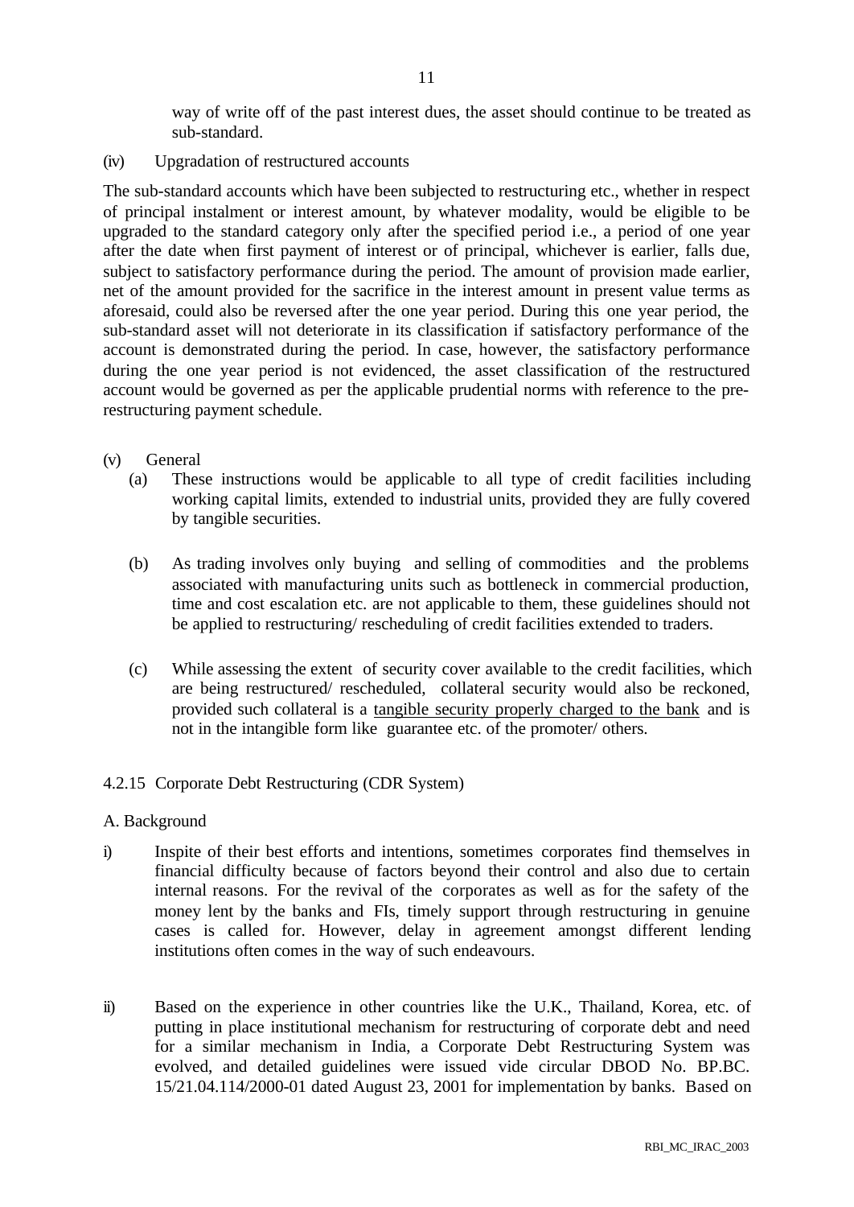way of write off of the past interest dues, the asset should continue to be treated as sub-standard.

(iv) Upgradation of restructured accounts

The sub-standard accounts which have been subjected to restructuring etc., whether in respect of principal instalment or interest amount, by whatever modality, would be eligible to be upgraded to the standard category only after the specified period i.e., a period of one year after the date when first payment of interest or of principal, whichever is earlier, falls due, subject to satisfactory performance during the period. The amount of provision made earlier, net of the amount provided for the sacrifice in the interest amount in present value terms as aforesaid, could also be reversed after the one year period. During this one year period, the sub-standard asset will not deteriorate in its classification if satisfactory performance of the account is demonstrated during the period. In case, however, the satisfactory performance during the one year period is not evidenced, the asset classification of the restructured account would be governed as per the applicable prudential norms with reference to the pre-restructuring payment schedule.

(v) General

(a) These instructions would be applicable to all type of credit facilities including working capital limits, extended to industrial units, provided they are fully covered by tangible securities.

(b) As trading involves only buying and selling of commodities and the problems associated with manufacturing units such as bottleneck in commercial production, time and cost escalation etc. are not applicable to them, these guidelines should not be applied to restructuring/ rescheduling of credit facilities extended to traders.

(c) While assessing the extent of security cover available to the credit facilities, which are being restructured/ rescheduled, collateral security would also be reckoned, provided such collateral is a <u>tangible security properly charged to the bank</u> and is not in the intangible form like guarantee etc. of the promoter/ others.

4.2.15 Corporate Debt Restructuring (CDR System)

A. Background

i) Inspite of their best efforts and intentions, sometimes corporates find themselves in financial difficulty because of factors beyond their control and also due to certain internal reasons. For the revival of the corporates as well as for the safety of the money lent by the banks and FIs, timely support through restructuring in genuine cases is called for. However, delay in agreement amongst different lending institutions often comes in the way of such endeavours.

ii) Based on the experience in other countries like the U.K., Thailand, Korea, etc. of putting in place institutional mechanism for restructuring of corporate debt and need for a similar mechanism in India, a Corporate Debt Restructuring System was evolved, and detailed guidelines were issued vide circular DBOD No. BP.BC. 15/21.04.114/2000-01 dated August 23, 2001 for implementation by banks. Based on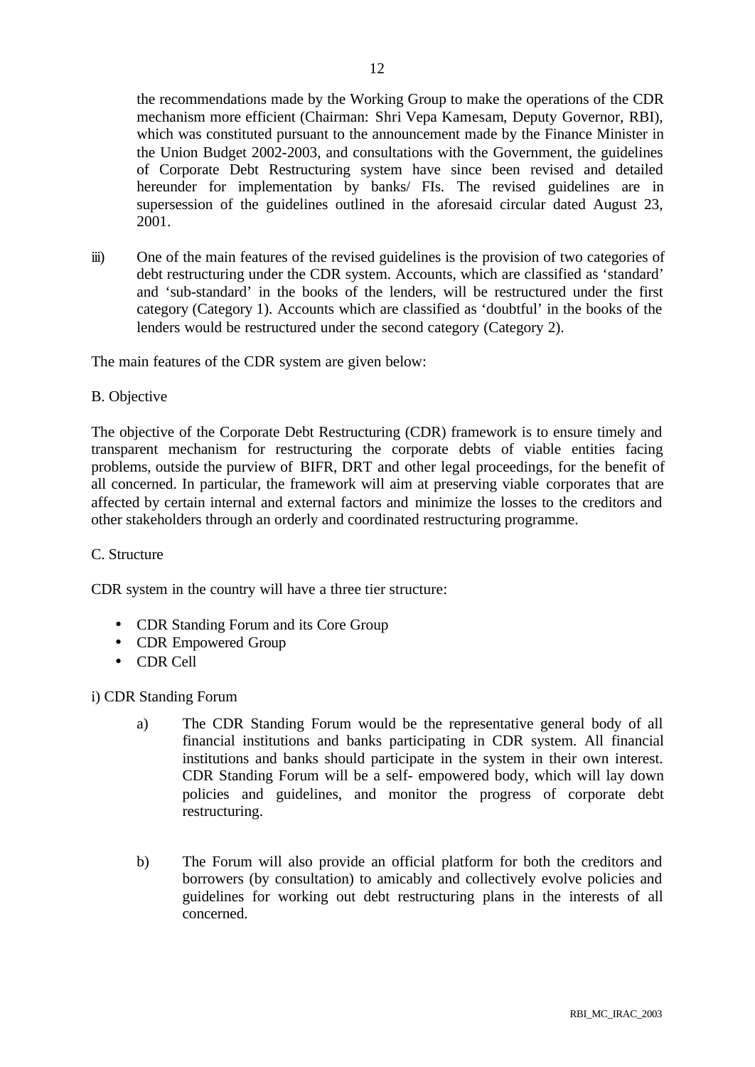the recommendations made by the Working Group to make the operations of the CDR mechanism more efficient (Chairman: Shri Vepa Kamesam, Deputy Governor, RBI), which was constituted pursuant to the announcement made by the Finance Minister in the Union Budget 2002-2003, and consultations with the Government, the guidelines of Corporate Debt Restructuring system have since been revised and detailed hereunder for implementation by banks/ FIs. The revised guidelines are in supersession of the guidelines outlined in the aforesaid circular dated August 23, 2001.

iii) One of the main features of the revised guidelines is the provision of two categories of debt restructuring under the CDR system. Accounts, which are classified as 'standard' and 'sub-standard' in the books of the lenders, will be restructured under the first category (Category 1). Accounts which are classified as 'doubtful' in the books of the lenders would be restructured under the second category (Category 2).

The main features of the CDR system are given below:

B. Objective

The objective of the Corporate Debt Restructuring (CDR) framework is to ensure timely and transparent mechanism for restructuring the corporate debts of viable entities facing problems, outside the purview of BIFR, DRT and other legal proceedings, for the benefit of all concerned. In particular, the framework will aim at preserving viable corporates that are affected by certain internal and external factors and minimize the losses to the creditors and other stakeholders through an orderly and coordinated restructuring programme.

C. Structure

CDR system in the country will have a three tier structure:

- CDR Standing Forum and its Core Group
- CDR Empowered Group
- CDR Cell

i) CDR Standing Forum

a) The CDR Standing Forum would be the representative general body of all financial institutions and banks participating in CDR system. All financial institutions and banks should participate in the system in their own interest. CDR Standing Forum will be a self- empowered body, which will lay down policies and guidelines, and monitor the progress of corporate debt restructuring.

b) The Forum will also provide an official platform for both the creditors and borrowers (by consultation) to amicably and collectively evolve policies and guidelines for working out debt restructuring plans in the interests of all concerned.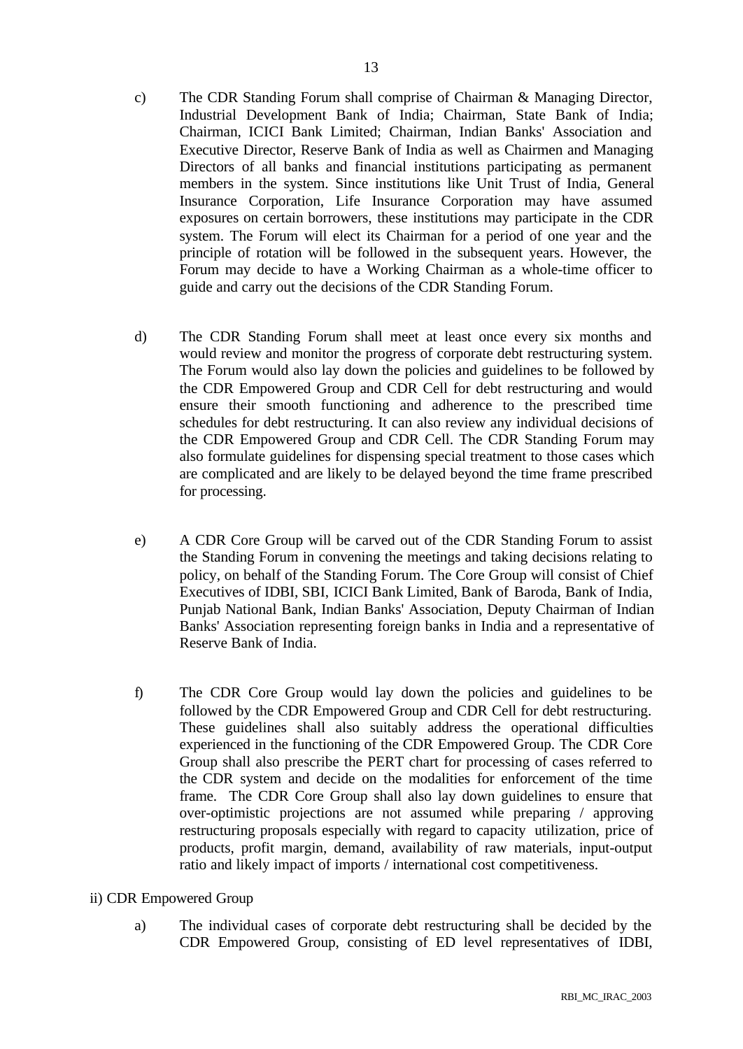c) The CDR Standing Forum shall comprise of Chairman & Managing Director, Industrial Development Bank of India; Chairman, State Bank of India; Chairman, ICICI Bank Limited; Chairman, Indian Banks' Association and Executive Director, Reserve Bank of India as well as Chairmen and Managing Directors of all banks and financial institutions participating as permanent members in the system. Since institutions like Unit Trust of India, General Insurance Corporation, Life Insurance Corporation may have assumed exposures on certain borrowers, these institutions may participate in the CDR system. The Forum will elect its Chairman for a period of one year and the principle of rotation will be followed in the subsequent years. However, the Forum may decide to have a Working Chairman as a whole-time officer to guide and carry out the decisions of the CDR Standing Forum.

d) The CDR Standing Forum shall meet at least once every six months and would review and monitor the progress of corporate debt restructuring system. The Forum would also lay down the policies and guidelines to be followed by the CDR Empowered Group and CDR Cell for debt restructuring and would ensure their smooth functioning and adherence to the prescribed time schedules for debt restructuring. It can also review any individual decisions of the CDR Empowered Group and CDR Cell. The CDR Standing Forum may also formulate guidelines for dispensing special treatment to those cases which are complicated and are likely to be delayed beyond the time frame prescribed for processing.

e) A CDR Core Group will be carved out of the CDR Standing Forum to assist the Standing Forum in convening the meetings and taking decisions relating to policy, on behalf of the Standing Forum. The Core Group will consist of Chief Executives of IDBI, SBI, ICICI Bank Limited, Bank of Baroda, Bank of India, Punjab National Bank, Indian Banks' Association, Deputy Chairman of Indian Banks' Association representing foreign banks in India and a representative of Reserve Bank of India.

f) The CDR Core Group would lay down the policies and guidelines to be followed by the CDR Empowered Group and CDR Cell for debt restructuring. These guidelines shall also suitably address the operational difficulties experienced in the functioning of the CDR Empowered Group. The CDR Core Group shall also prescribe the PERT chart for processing of cases referred to the CDR system and decide on the modalities for enforcement of the time frame. The CDR Core Group shall also lay down guidelines to ensure that over-optimistic projections are not assumed while preparing / approving restructuring proposals especially with regard to capacity utilization, price of products, profit margin, demand, availability of raw materials, input-output ratio and likely impact of imports / international cost competitiveness.

ii) CDR Empowered Group

a) The individual cases of corporate debt restructuring shall be decided by the CDR Empowered Group, consisting of ED level representatives of IDBI,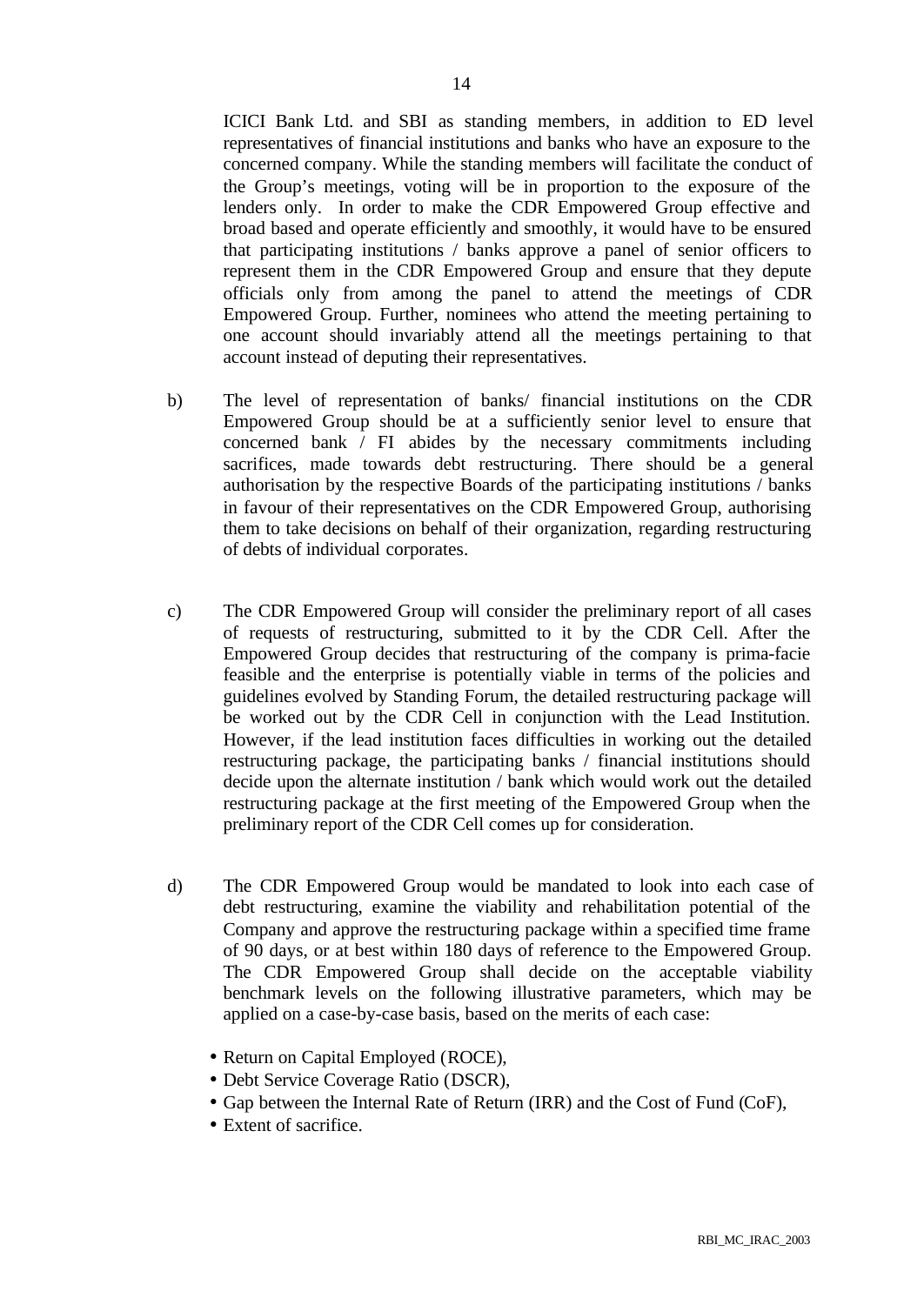ICICI Bank Ltd. and SBI as standing members, in addition to ED level representatives of financial institutions and banks who have an exposure to the concerned company. While the standing members will facilitate the conduct of the Group's meetings, voting will be in proportion to the exposure of the lenders only. In order to make the CDR Empowered Group effective and broad based and operate efficiently and smoothly, it would have to be ensured that participating institutions / banks approve a panel of senior officers to represent them in the CDR Empowered Group and ensure that they depute officials only from among the panel to attend the meetings of CDR Empowered Group. Further, nominees who attend the meeting pertaining to one account should invariably attend all the meetings pertaining to that account instead of deputing their representatives.

b) The level of representation of banks/ financial institutions on the CDR Empowered Group should be at a sufficiently senior level to ensure that concerned bank / FI abides by the necessary commitments including sacrifices, made towards debt restructuring. There should be a general authorisation by the respective Boards of the participating institutions / banks in favour of their representatives on the CDR Empowered Group, authorising them to take decisions on behalf of their organization, regarding restructuring of debts of individual corporates.

c) The CDR Empowered Group will consider the preliminary report of all cases of requests of restructuring, submitted to it by the CDR Cell. After the Empowered Group decides that restructuring of the company is prima-facie feasible and the enterprise is potentially viable in terms of the policies and guidelines evolved by Standing Forum, the detailed restructuring package will be worked out by the CDR Cell in conjunction with the Lead Institution. However, if the lead institution faces difficulties in working out the detailed restructuring package, the participating banks / financial institutions should decide upon the alternate institution / bank which would work out the detailed restructuring package at the first meeting of the Empowered Group when the preliminary report of the CDR Cell comes up for consideration.

d) The CDR Empowered Group would be mandated to look into each case of debt restructuring, examine the viability and rehabilitation potential of the Company and approve the restructuring package within a specified time frame of 90 days, or at best within 180 days of reference to the Empowered Group. The CDR Empowered Group shall decide on the acceptable viability benchmark levels on the following illustrative parameters, which may be applied on a case-by-case basis, based on the merits of each case:

- Return on Capital Employed (ROCE),
- Debt Service Coverage Ratio (DSCR),
- Gap between the Internal Rate of Return (IRR) and the Cost of Fund (CoF),
- Extent of sacrifice.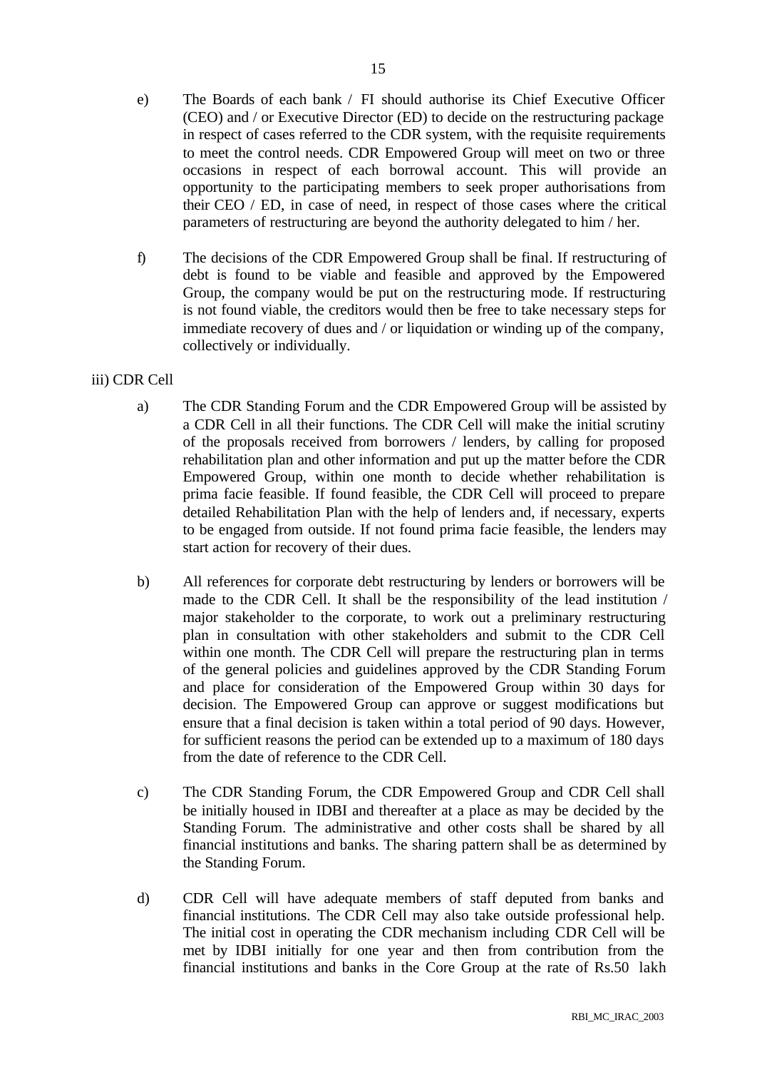e) The Boards of each bank / FI should authorise its Chief Executive Officer (CEO) and / or Executive Director (ED) to decide on the restructuring package in respect of cases referred to the CDR system, with the requisite requirements to meet the control needs. CDR Empowered Group will meet on two or three occasions in respect of each borrowal account. This will provide an opportunity to the participating members to seek proper authorisations from their CEO / ED, in case of need, in respect of those cases where the critical parameters of restructuring are beyond the authority delegated to him / her.

f) The decisions of the CDR Empowered Group shall be final. If restructuring of debt is found to be viable and feasible and approved by the Empowered Group, the company would be put on the restructuring mode. If restructuring is not found viable, the creditors would then be free to take necessary steps for immediate recovery of dues and / or liquidation or winding up of the company, collectively or individually.

iii) CDR Cell

a) The CDR Standing Forum and the CDR Empowered Group will be assisted by a CDR Cell in all their functions. The CDR Cell will make the initial scrutiny of the proposals received from borrowers / lenders, by calling for proposed rehabilitation plan and other information and put up the matter before the CDR Empowered Group, within one month to decide whether rehabilitation is prima facie feasible. If found feasible, the CDR Cell will proceed to prepare detailed Rehabilitation Plan with the help of lenders and, if necessary, experts to be engaged from outside. If not found prima facie feasible, the lenders may start action for recovery of their dues.

b) All references for corporate debt restructuring by lenders or borrowers will be made to the CDR Cell. It shall be the responsibility of the lead institution / major stakeholder to the corporate, to work out a preliminary restructuring plan in consultation with other stakeholders and submit to the CDR Cell within one month. The CDR Cell will prepare the restructuring plan in terms of the general policies and guidelines approved by the CDR Standing Forum and place for consideration of the Empowered Group within 30 days for decision. The Empowered Group can approve or suggest modifications but ensure that a final decision is taken within a total period of 90 days. However, for sufficient reasons the period can be extended up to a maximum of 180 days from the date of reference to the CDR Cell.

c) The CDR Standing Forum, the CDR Empowered Group and CDR Cell shall be initially housed in IDBI and thereafter at a place as may be decided by the Standing Forum. The administrative and other costs shall be shared by all financial institutions and banks. The sharing pattern shall be as determined by the Standing Forum.

d) CDR Cell will have adequate members of staff deputed from banks and financial institutions. The CDR Cell may also take outside professional help. The initial cost in operating the CDR mechanism including CDR Cell will be met by IDBI initially for one year and then from contribution from the financial institutions and banks in the Core Group at the rate of Rs.50 lakh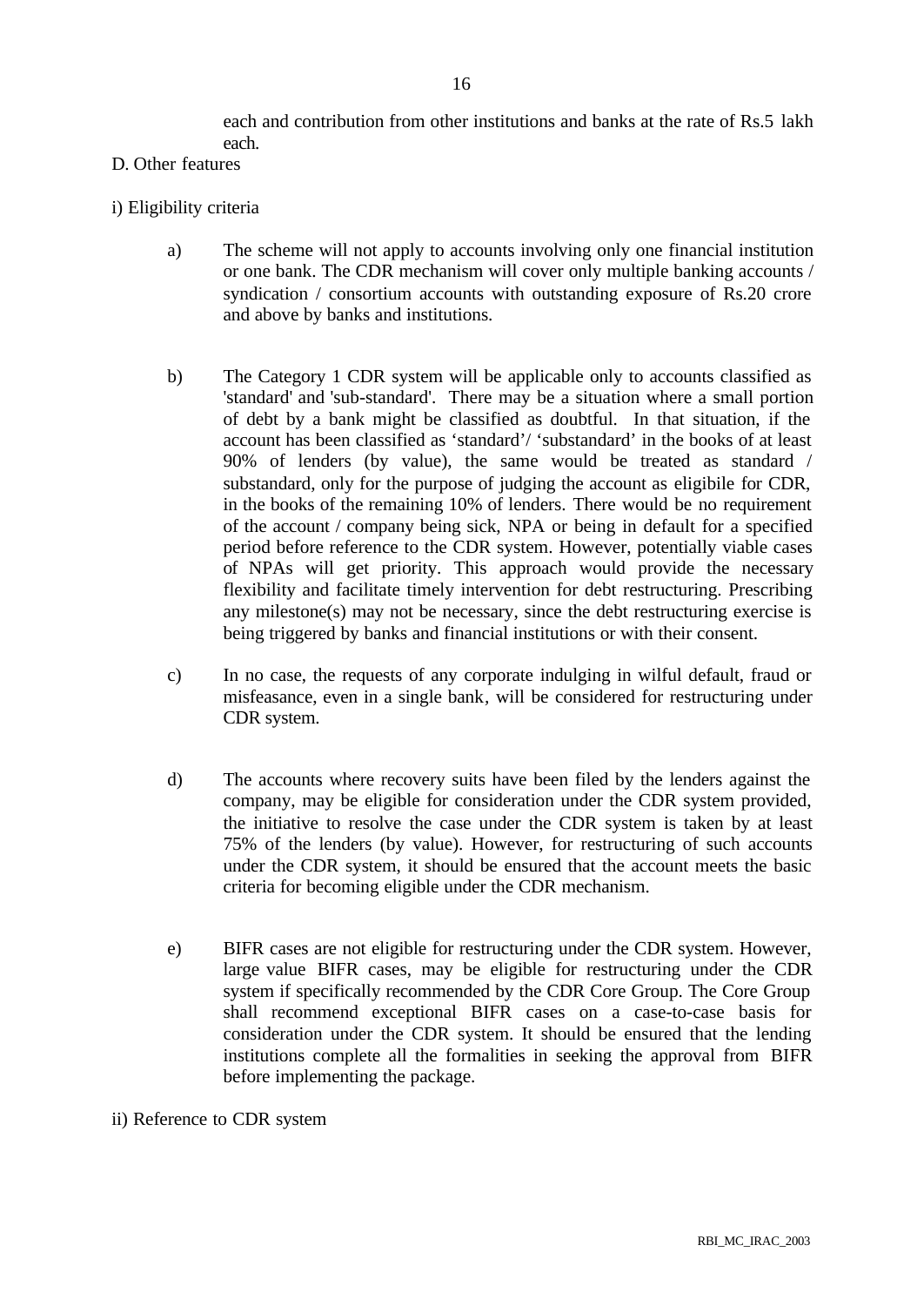each and contribution from other institutions and banks at the rate of Rs.5 lakh each.

D. Other features

i) Eligibility criteria

a) The scheme will not apply to accounts involving only one financial institution or one bank. The CDR mechanism will cover only multiple banking accounts / syndication / consortium accounts with outstanding exposure of Rs.20 crore and above by banks and institutions.

b) The Category 1 CDR system will be applicable only to accounts classified as 'standard' and 'sub-standard'. There may be a situation where a small portion of debt by a bank might be classified as doubtful. In that situation, if the account has been classified as 'standard'/ 'substandard' in the books of at least 90% of lenders (by value), the same would be treated as standard / substandard, only for the purpose of judging the account as eligibile for CDR, in the books of the remaining 10% of lenders. There would be no requirement of the account / company being sick, NPA or being in default for a specified period before reference to the CDR system. However, potentially viable cases of NPAs will get priority. This approach would provide the necessary flexibility and facilitate timely intervention for debt restructuring. Prescribing any milestone(s) may not be necessary, since the debt restructuring exercise is being triggered by banks and financial institutions or with their consent.

c) In no case, the requests of any corporate indulging in wilful default, fraud or misfeasance, even in a single bank, will be considered for restructuring under CDR system.

d) The accounts where recovery suits have been filed by the lenders against the company, may be eligible for consideration under the CDR system provided, the initiative to resolve the case under the CDR system is taken by at least 75% of the lenders (by value). However, for restructuring of such accounts under the CDR system, it should be ensured that the account meets the basic criteria for becoming eligible under the CDR mechanism.

e) BIFR cases are not eligible for restructuring under the CDR system. However, large value BIFR cases, may be eligible for restructuring under the CDR system if specifically recommended by the CDR Core Group. The Core Group shall recommend exceptional BIFR cases on a case-to-case basis for consideration under the CDR system. It should be ensured that the lending institutions complete all the formalities in seeking the approval from BIFR before implementing the package.

ii) Reference to CDR system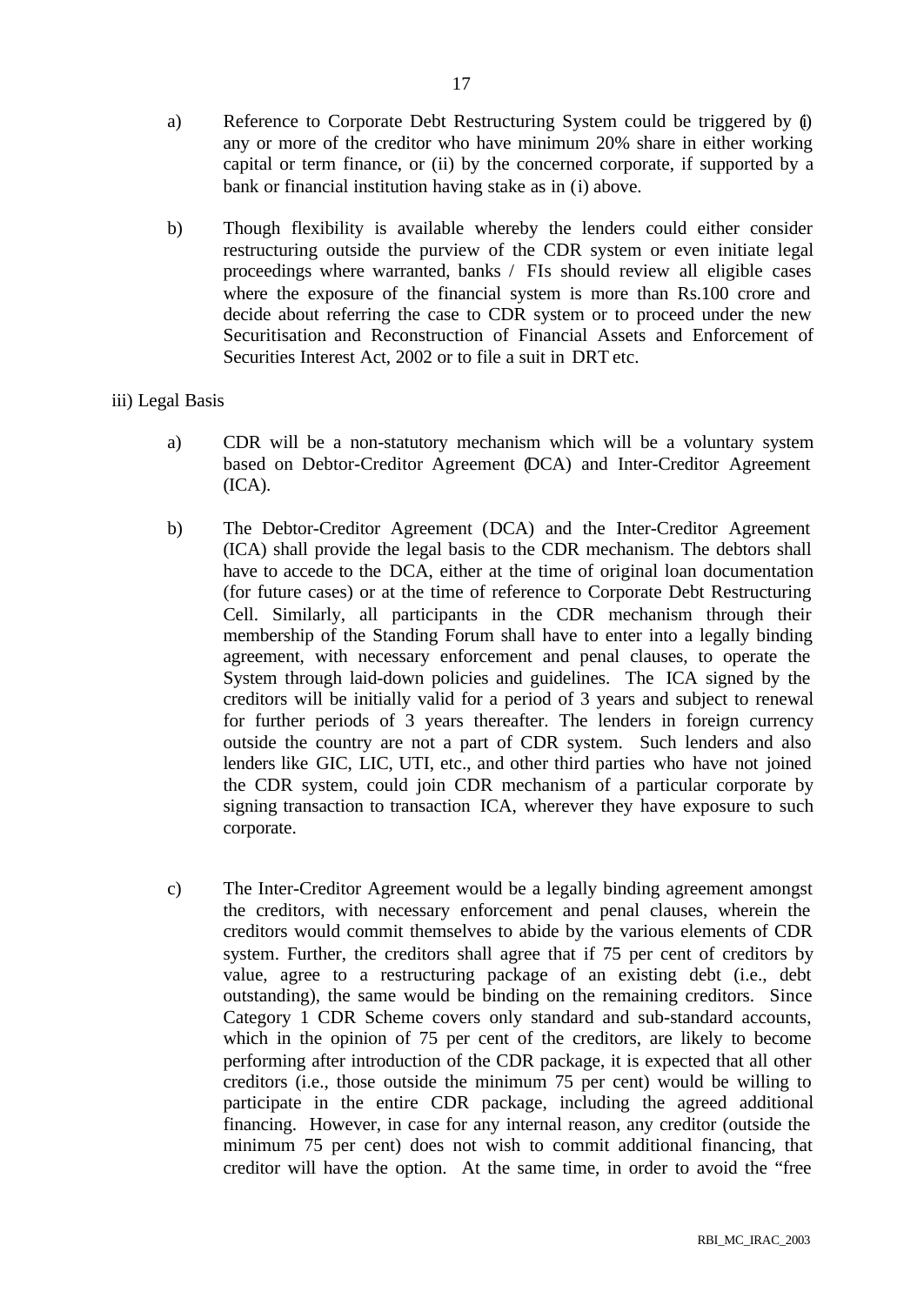a) Reference to Corporate Debt Restructuring System could be triggered by (i) any or more of the creditor who have minimum 20% share in either working capital or term finance, or (ii) by the concerned corporate, if supported by a bank or financial institution having stake as in (i) above.

b) Though flexibility is available whereby the lenders could either consider restructuring outside the purview of the CDR system or even initiate legal proceedings where warranted, banks / FIs should review all eligible cases where the exposure of the financial system is more than Rs.100 crore and decide about referring the case to CDR system or to proceed under the new Securitisation and Reconstruction of Financial Assets and Enforcement of Securities Interest Act, 2002 or to file a suit in DRT etc.

iii) Legal Basis

a) CDR will be a non-statutory mechanism which will be a voluntary system based on Debtor-Creditor Agreement (DCA) and Inter-Creditor Agreement (ICA).

b) The Debtor-Creditor Agreement (DCA) and the Inter-Creditor Agreement (ICA) shall provide the legal basis to the CDR mechanism. The debtors shall have to accede to the DCA, either at the time of original loan documentation (for future cases) or at the time of reference to Corporate Debt Restructuring Cell. Similarly, all participants in the CDR mechanism through their membership of the Standing Forum shall have to enter into a legally binding agreement, with necessary enforcement and penal clauses, to operate the System through laid-down policies and guidelines. The ICA signed by the creditors will be initially valid for a period of 3 years and subject to renewal for further periods of 3 years thereafter. The lenders in foreign currency outside the country are not a part of CDR system. Such lenders and also lenders like GIC, LIC, UTI, etc., and other third parties who have not joined the CDR system, could join CDR mechanism of a particular corporate by signing transaction to transaction ICA, wherever they have exposure to such corporate.

c) The Inter-Creditor Agreement would be a legally binding agreement amongst the creditors, with necessary enforcement and penal clauses, wherein the creditors would commit themselves to abide by the various elements of CDR system. Further, the creditors shall agree that if 75 per cent of creditors by value, agree to a restructuring package of an existing debt (i.e., debt outstanding), the same would be binding on the remaining creditors. Since Category 1 CDR Scheme covers only standard and sub-standard accounts, which in the opinion of 75 per cent of the creditors, are likely to become performing after introduction of the CDR package, it is expected that all other creditors (i.e., those outside the minimum 75 per cent) would be willing to participate in the entire CDR package, including the agreed additional financing. However, in case for any internal reason, any creditor (outside the minimum 75 per cent) does not wish to commit additional financing, that creditor will have the option. At the same time, in order to avoid the "free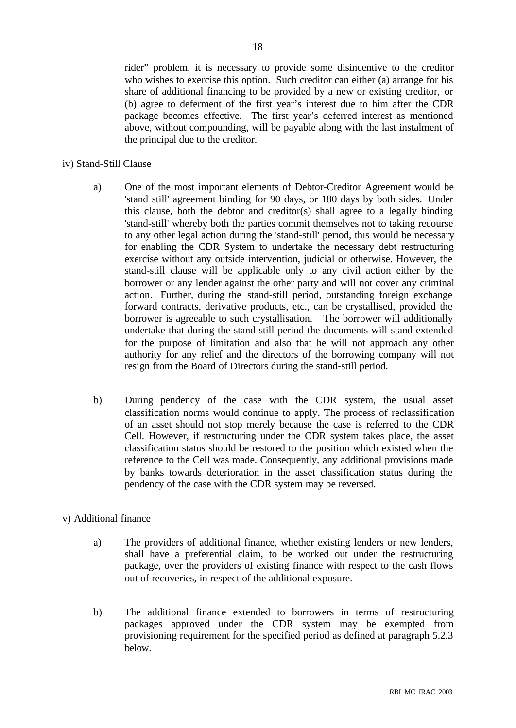rider" problem, it is necessary to provide some disincentive to the creditor who wishes to exercise this option. Such creditor can either (a) arrange for his share of additional financing to be provided by a new or existing creditor, or (b) agree to deferment of the first year's interest due to him after the CDR package becomes effective. The first year's deferred interest as mentioned above, without compounding, will be payable along with the last instalment of the principal due to the creditor.

iv) Stand-Still Clause

a) One of the most important elements of Debtor-Creditor Agreement would be 'stand still' agreement binding for 90 days, or 180 days by both sides. Under this clause, both the debtor and creditor(s) shall agree to a legally binding 'stand-still' whereby both the parties commit themselves not to taking recourse to any other legal action during the 'stand-still' period, this would be necessary for enabling the CDR System to undertake the necessary debt restructuring exercise without any outside intervention, judicial or otherwise. However, the stand-still clause will be applicable only to any civil action either by the borrower or any lender against the other party and will not cover any criminal action. Further, during the stand-still period, outstanding foreign exchange forward contracts, derivative products, etc., can be crystallised, provided the borrower is agreeable to such crystallisation. The borrower will additionally undertake that during the stand-still period the documents will stand extended for the purpose of limitation and also that he will not approach any other authority for any relief and the directors of the borrowing company will not resign from the Board of Directors during the stand-still period.

b) During pendency of the case with the CDR system, the usual asset classification norms would continue to apply. The process of reclassification of an asset should not stop merely because the case is referred to the CDR Cell. However, if restructuring under the CDR system takes place, the asset classification status should be restored to the position which existed when the reference to the Cell was made. Consequently, any additional provisions made by banks towards deterioration in the asset classification status during the pendency of the case with the CDR system may be reversed.

v) Additional finance

a) The providers of additional finance, whether existing lenders or new lenders, shall have a preferential claim, to be worked out under the restructuring package, over the providers of existing finance with respect to the cash flows out of recoveries, in respect of the additional exposure.

b) The additional finance extended to borrowers in terms of restructuring packages approved under the CDR system may be exempted from provisioning requirement for the specified period as defined at paragraph 5.2.3 below.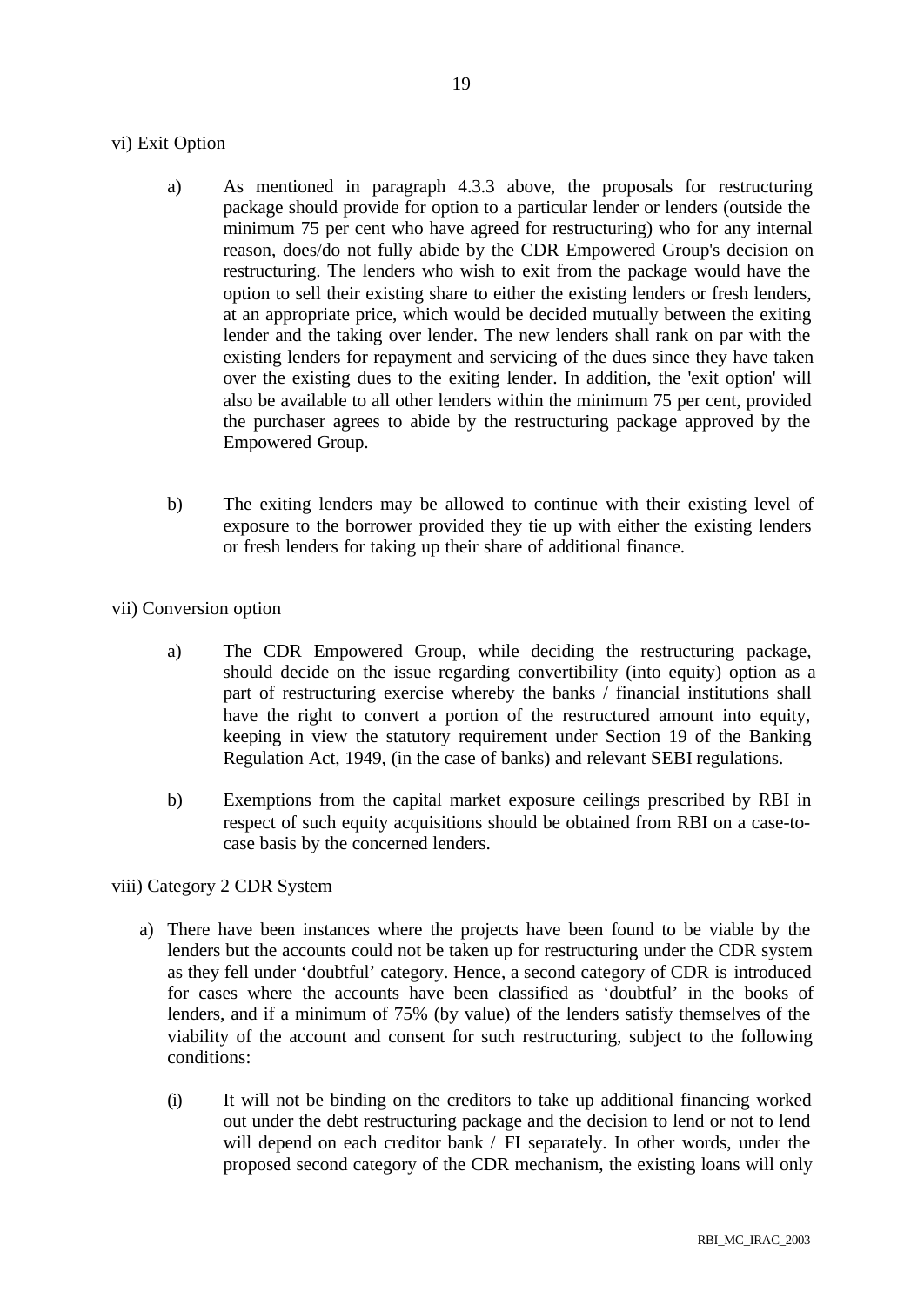vi) Exit Option

a) As mentioned in paragraph 4.3.3 above, the proposals for restructuring package should provide for option to a particular lender or lenders (outside the minimum 75 per cent who have agreed for restructuring) who for any internal reason, does/do not fully abide by the CDR Empowered Group's decision on restructuring. The lenders who wish to exit from the package would have the option to sell their existing share to either the existing lenders or fresh lenders, at an appropriate price, which would be decided mutually between the exiting lender and the taking over lender. The new lenders shall rank on par with the existing lenders for repayment and servicing of the dues since they have taken over the existing dues to the exiting lender. In addition, the 'exit option' will also be available to all other lenders within the minimum 75 per cent, provided the purchaser agrees to abide by the restructuring package approved by the Empowered Group.

b) The exiting lenders may be allowed to continue with their existing level of exposure to the borrower provided they tie up with either the existing lenders or fresh lenders for taking up their share of additional finance.

vii) Conversion option

a) The CDR Empowered Group, while deciding the restructuring package, should decide on the issue regarding convertibility (into equity) option as a part of restructuring exercise whereby the banks / financial institutions shall have the right to convert a portion of the restructured amount into equity, keeping in view the statutory requirement under Section 19 of the Banking Regulation Act, 1949, (in the case of banks) and relevant SEBI regulations.

b) Exemptions from the capital market exposure ceilings prescribed by RBI in respect of such equity acquisitions should be obtained from RBI on a case-to-case basis by the concerned lenders.

viii) Category 2 CDR System

a) There have been instances where the projects have been found to be viable by the lenders but the accounts could not be taken up for restructuring under the CDR system as they fell under 'doubtful' category. Hence, a second category of CDR is introduced for cases where the accounts have been classified as 'doubtful' in the books of lenders, and if a minimum of 75% (by value) of the lenders satisfy themselves of the viability of the account and consent for such restructuring, subject to the following conditions:

(i) It will not be binding on the creditors to take up additional financing worked out under the debt restructuring package and the decision to lend or not to lend will depend on each creditor bank / FI separately. In other words, under the proposed second category of the CDR mechanism, the existing loans will only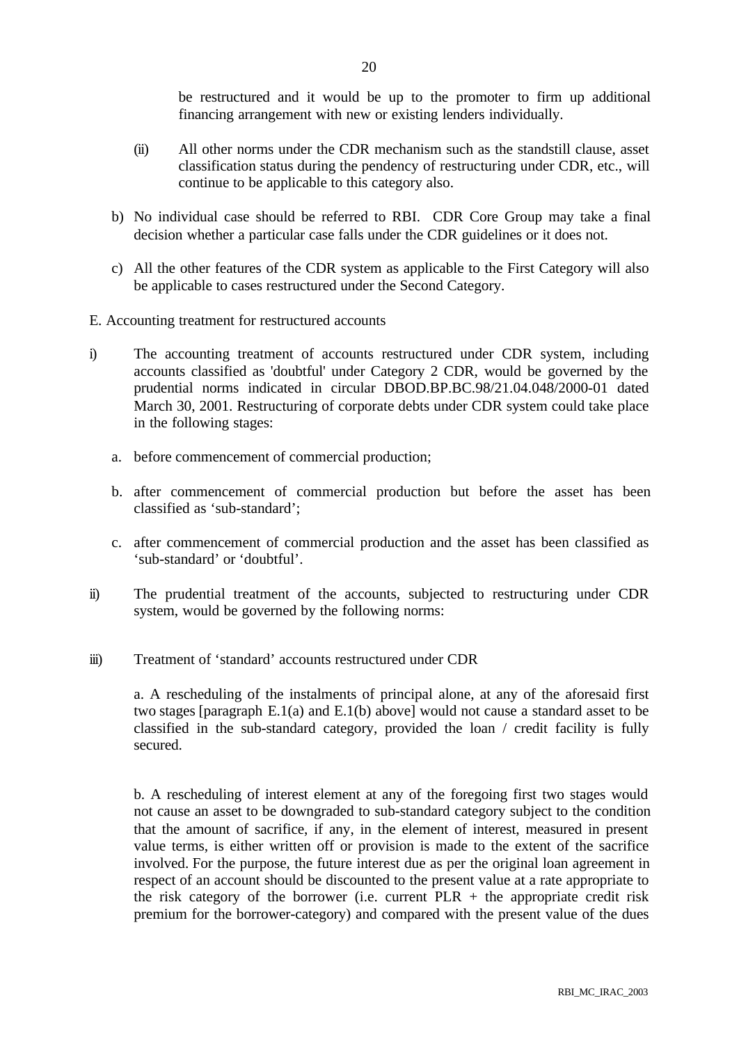be restructured and it would be up to the promoter to firm up additional financing arrangement with new or existing lenders individually.

(ii) All other norms under the CDR mechanism such as the standstill clause, asset classification status during the pendency of restructuring under CDR, etc., will continue to be applicable to this category also.

b) No individual case should be referred to RBI. CDR Core Group may take a final decision whether a particular case falls under the CDR guidelines or it does not.

c) All the other features of the CDR system as applicable to the First Category will also be applicable to cases restructured under the Second Category.

E. Accounting treatment for restructured accounts

i) The accounting treatment of accounts restructured under CDR system, including accounts classified as 'doubtful' under Category 2 CDR, would be governed by the prudential norms indicated in circular DBOD.BP.BC.98/21.04.048/2000-01 dated March 30, 2001. Restructuring of corporate debts under CDR system could take place in the following stages:

   a. before commencement of commercial production;

   b. after commencement of commercial production but before the asset has been classified as 'sub-standard';

   c. after commencement of commercial production and the asset has been classified as 'sub-standard' or 'doubtful'.

ii) The prudential treatment of the accounts, subjected to restructuring under CDR system, would be governed by the following norms:

iii) Treatment of 'standard' accounts restructured under CDR

a. A rescheduling of the instalments of principal alone, at any of the aforesaid first two stages [paragraph E.1(a) and E.1(b) above] would not cause a standard asset to be classified in the sub-standard category, provided the loan / credit facility is fully secured.

b. A rescheduling of interest element at any of the foregoing first two stages would not cause an asset to be downgraded to sub-standard category subject to the condition that the amount of sacrifice, if any, in the element of interest, measured in present value terms, is either written off or provision is made to the extent of the sacrifice involved. For the purpose, the future interest due as per the original loan agreement in respect of an account should be discounted to the present value at a rate appropriate to the risk category of the borrower (i.e. current PLR + the appropriate credit risk premium for the borrower-category) and compared with the present value of the dues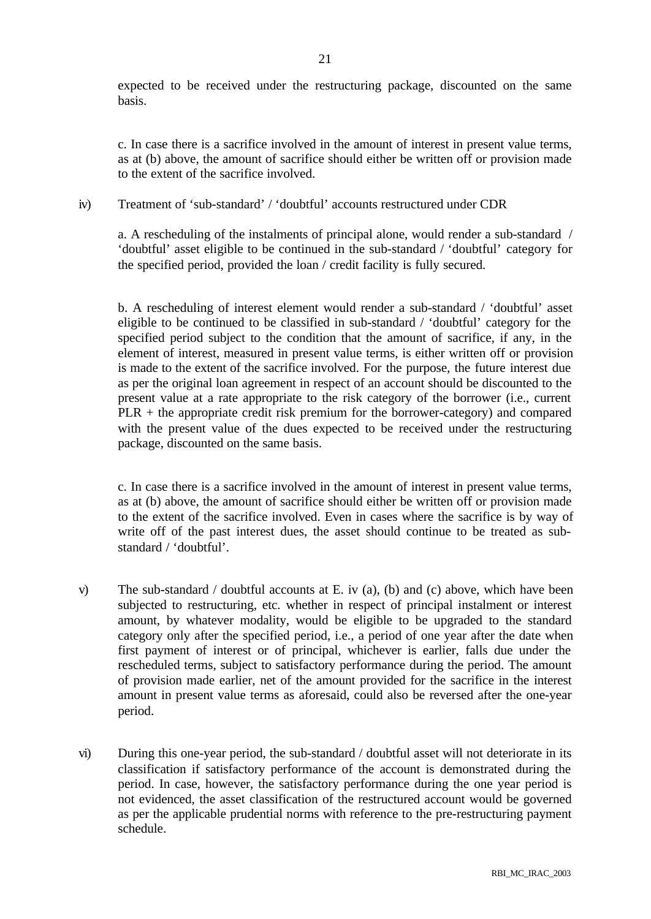expected to be received under the restructuring package, discounted on the same basis.

c. In case there is a sacrifice involved in the amount of interest in present value terms, as at (b) above, the amount of sacrifice should either be written off or provision made to the extent of the sacrifice involved.

iv) Treatment of 'sub-standard' / 'doubtful' accounts restructured under CDR

a. A rescheduling of the instalments of principal alone, would render a sub-standard / 'doubtful' asset eligible to be continued in the sub-standard / 'doubtful' category for the specified period, provided the loan / credit facility is fully secured.

b. A rescheduling of interest element would render a sub-standard / 'doubtful' asset eligible to be continued to be classified in sub-standard / 'doubtful' category for the specified period subject to the condition that the amount of sacrifice, if any, in the element of interest, measured in present value terms, is either written off or provision is made to the extent of the sacrifice involved. For the purpose, the future interest due as per the original loan agreement in respect of an account should be discounted to the present value at a rate appropriate to the risk category of the borrower (i.e., current PLR + the appropriate credit risk premium for the borrower-category) and compared with the present value of the dues expected to be received under the restructuring package, discounted on the same basis.

c. In case there is a sacrifice involved in the amount of interest in present value terms, as at (b) above, the amount of sacrifice should either be written off or provision made to the extent of the sacrifice involved. Even in cases where the sacrifice is by way of write off of the past interest dues, the asset should continue to be treated as sub-standard / 'doubtful'.

v) The sub-standard / doubtful accounts at E. iv (a), (b) and (c) above, which have been subjected to restructuring, etc. whether in respect of principal instalment or interest amount, by whatever modality, would be eligible to be upgraded to the standard category only after the specified period, i.e., a period of one year after the date when first payment of interest or of principal, whichever is earlier, falls due under the rescheduled terms, subject to satisfactory performance during the period. The amount of provision made earlier, net of the amount provided for the sacrifice in the interest amount in present value terms as aforesaid, could also be reversed after the one-year period.

vi) During this one-year period, the sub-standard / doubtful asset will not deteriorate in its classification if satisfactory performance of the account is demonstrated during the period. In case, however, the satisfactory performance during the one year period is not evidenced, the asset classification of the restructured account would be governed as per the applicable prudential norms with reference to the pre-restructuring payment schedule.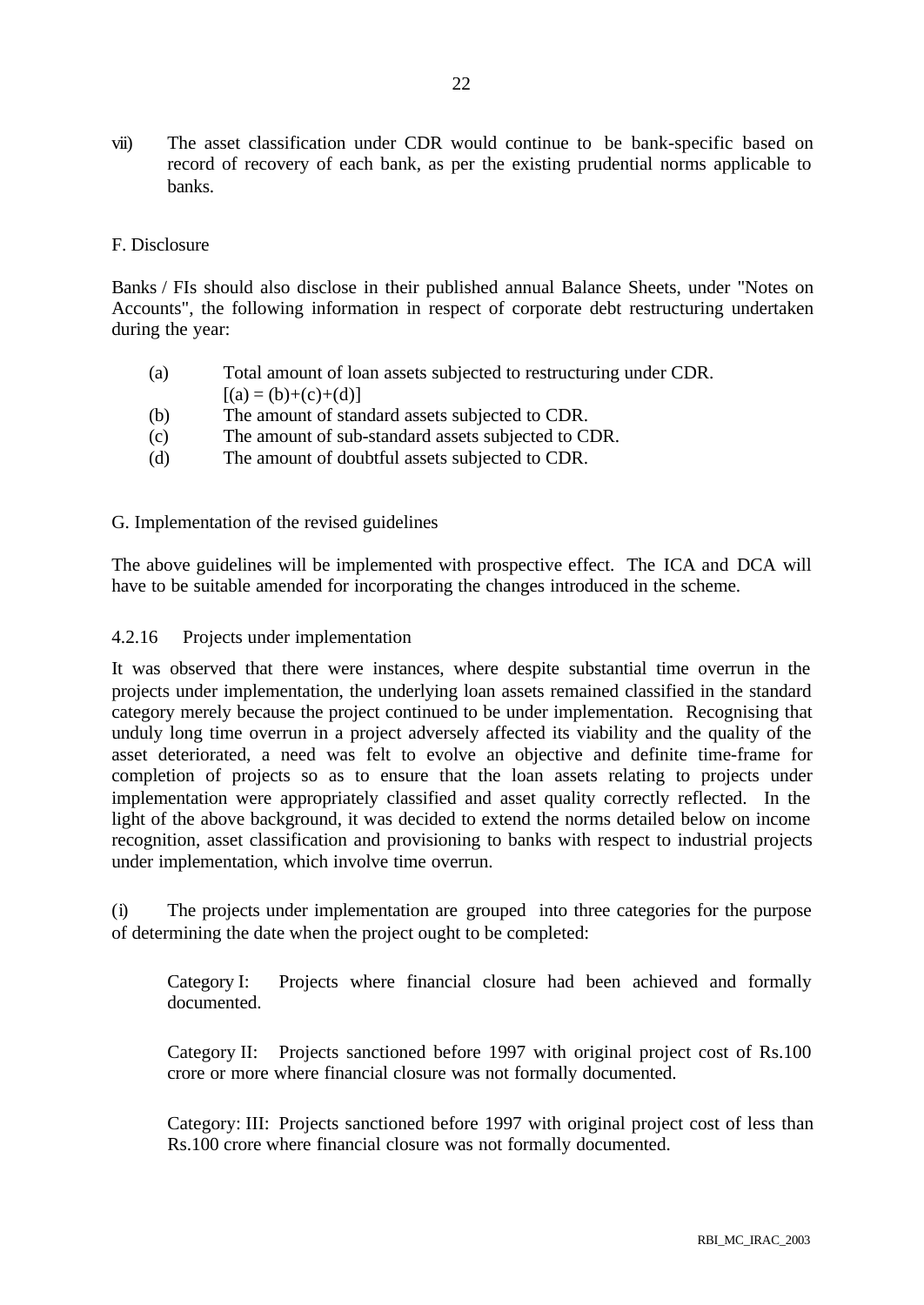vii) The asset classification under CDR would continue to be bank-specific based on record of recovery of each bank, as per the existing prudential norms applicable to banks.

F. Disclosure

Banks / FIs should also disclose in their published annual Balance Sheets, under "Notes on Accounts", the following information in respect of corporate debt restructuring undertaken during the year:

(a) Total amount of loan assets subjected to restructuring under CDR.
[(a) = (b)+(c)+(d)]
(b) The amount of standard assets subjected to CDR.
(c) The amount of sub-standard assets subjected to CDR.
(d) The amount of doubtful assets subjected to CDR.

G. Implementation of the revised guidelines

The above guidelines will be implemented with prospective effect. The ICA and DCA will have to be suitable amended for incorporating the changes introduced in the scheme.

4.2.16 Projects under implementation

It was observed that there were instances, where despite substantial time overrun in the projects under implementation, the underlying loan assets remained classified in the standard category merely because the project continued to be under implementation. Recognising that unduly long time overrun in a project adversely affected its viability and the quality of the asset deteriorated, a need was felt to evolve an objective and definite time-frame for completion of projects so as to ensure that the loan assets relating to projects under implementation were appropriately classified and asset quality correctly reflected. In the light of the above background, it was decided to extend the norms detailed below on income recognition, asset classification and provisioning to banks with respect to industrial projects under implementation, which involve time overrun.

(i) The projects under implementation are grouped into three categories for the purpose of determining the date when the project ought to be completed:

Category I: Projects where financial closure had been achieved and formally documented.

Category II: Projects sanctioned before 1997 with original project cost of Rs.100 crore or more where financial closure was not formally documented.

Category: III: Projects sanctioned before 1997 with original project cost of less than Rs.100 crore where financial closure was not formally documented.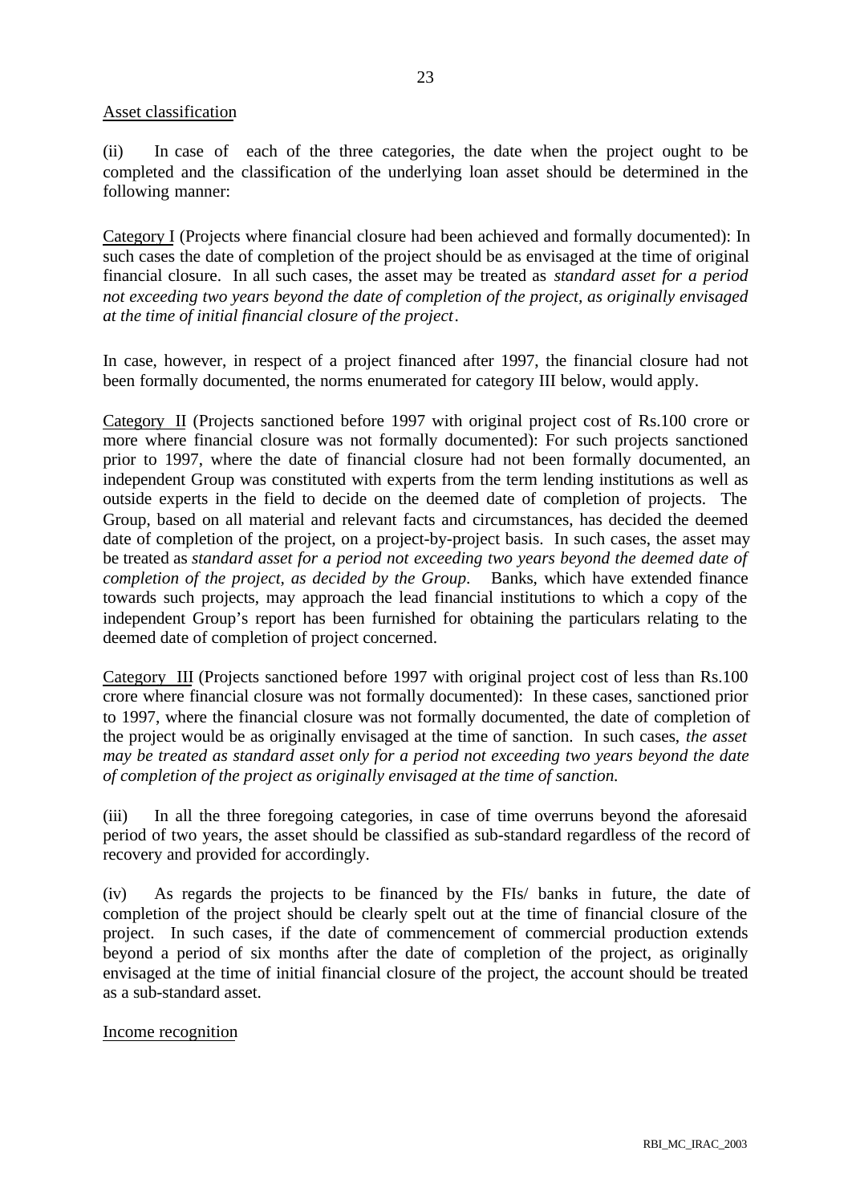Asset classification

(ii) In case of each of the three categories, the date when the project ought to be completed and the classification of the underlying loan asset should be determined in the following manner:

Category I (Projects where financial closure had been achieved and formally documented): In such cases the date of completion of the project should be as envisaged at the time of original financial closure. In all such cases, the asset may be treated as *standard asset for a period not exceeding two years beyond the date of completion of the project, as originally envisaged at the time of initial financial closure of the project*.

In case, however, in respect of a project financed after 1997, the financial closure had not been formally documented, the norms enumerated for category III below, would apply.

Category II (Projects sanctioned before 1997 with original project cost of Rs.100 crore or more where financial closure was not formally documented): For such projects sanctioned prior to 1997, where the date of financial closure had not been formally documented, an independent Group was constituted with experts from the term lending institutions as well as outside experts in the field to decide on the deemed date of completion of projects. The Group, based on all material and relevant facts and circumstances, has decided the deemed date of completion of the project, on a project-by-project basis. In such cases, the asset may be treated as *standard asset for a period not exceeding two years beyond the deemed date of completion of the project, as decided by the Group*. Banks, which have extended finance towards such projects, may approach the lead financial institutions to which a copy of the independent Group's report has been furnished for obtaining the particulars relating to the deemed date of completion of project concerned.

Category III (Projects sanctioned before 1997 with original project cost of less than Rs.100 crore where financial closure was not formally documented): In these cases, sanctioned prior to 1997, where the financial closure was not formally documented, the date of completion of the project would be as originally envisaged at the time of sanction. In such cases, *the asset may be treated as standard asset only for a period not exceeding two years beyond the date of completion of the project as originally envisaged at the time of sanction.*

(iii) In all the three foregoing categories, in case of time overruns beyond the aforesaid period of two years, the asset should be classified as sub-standard regardless of the record of recovery and provided for accordingly.

(iv) As regards the projects to be financed by the FIs/ banks in future, the date of completion of the project should be clearly spelt out at the time of financial closure of the project. In such cases, if the date of commencement of commercial production extends beyond a period of six months after the date of completion of the project, as originally envisaged at the time of initial financial closure of the project, the account should be treated as a sub-standard asset.

Income recognition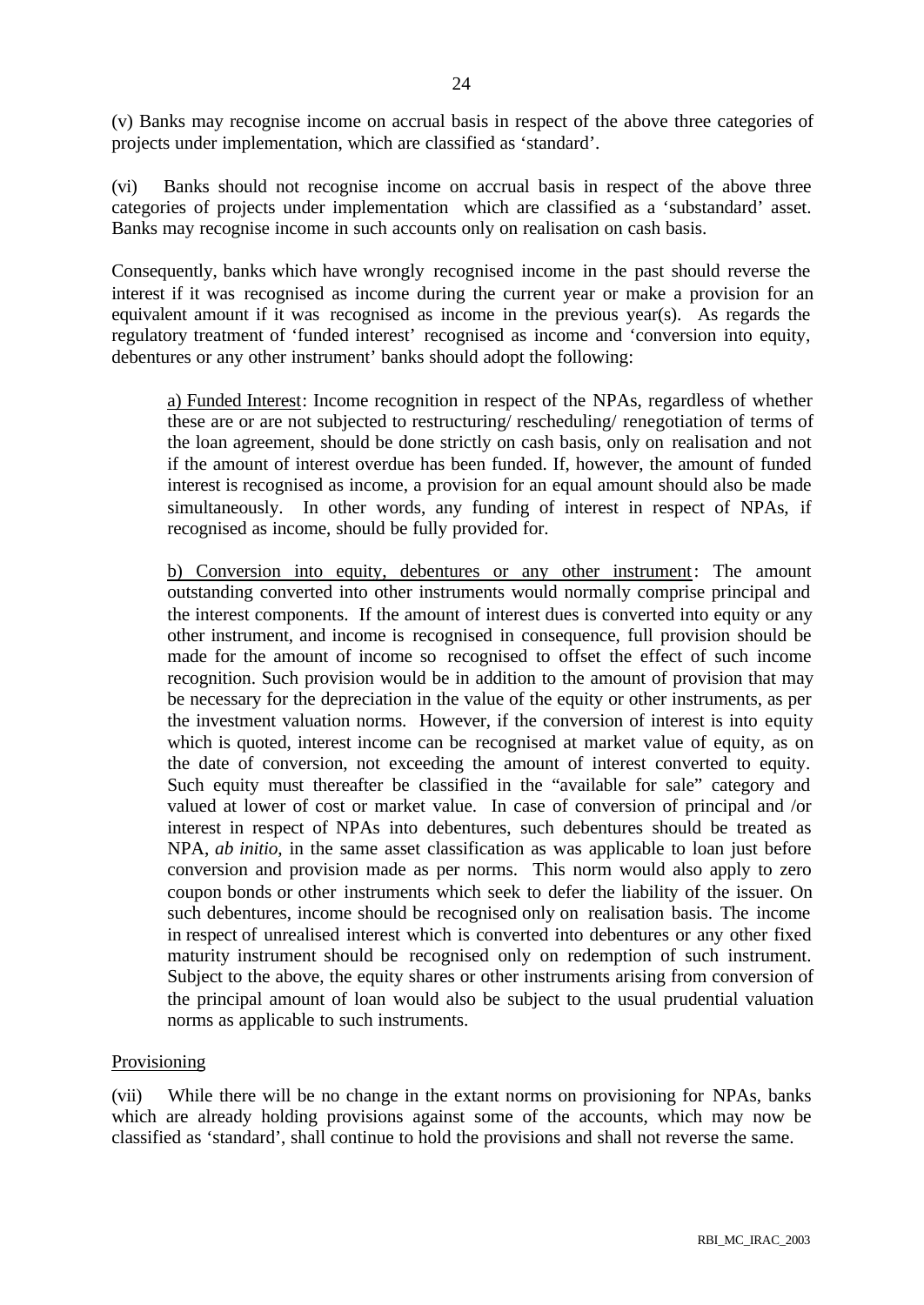(v) Banks may recognise income on accrual basis in respect of the above three categories of projects under implementation, which are classified as 'standard'.

(vi) Banks should not recognise income on accrual basis in respect of the above three categories of projects under implementation which are classified as a 'substandard' asset. Banks may recognise income in such accounts only on realisation on cash basis.

Consequently, banks which have wrongly recognised income in the past should reverse the interest if it was recognised as income during the current year or make a provision for an equivalent amount if it was recognised as income in the previous year(s). As regards the regulatory treatment of 'funded interest' recognised as income and 'conversion into equity, debentures or any other instrument' banks should adopt the following:

> a) Funded Interest: Income recognition in respect of the NPAs, regardless of whether these are or are not subjected to restructuring/ rescheduling/ renegotiation of terms of the loan agreement, should be done strictly on cash basis, only on realisation and not if the amount of interest overdue has been funded. If, however, the amount of funded interest is recognised as income, a provision for an equal amount should also be made simultaneously. In other words, any funding of interest in respect of NPAs, if recognised as income, should be fully provided for.
>
> b) Conversion into equity, debentures or any other instrument: The amount outstanding converted into other instruments would normally comprise principal and the interest components. If the amount of interest dues is converted into equity or any other instrument, and income is recognised in consequence, full provision should be made for the amount of income so recognised to offset the effect of such income recognition. Such provision would be in addition to the amount of provision that may be necessary for the depreciation in the value of the equity or other instruments, as per the investment valuation norms. However, if the conversion of interest is into equity which is quoted, interest income can be recognised at market value of equity, as on the date of conversion, not exceeding the amount of interest converted to equity. Such equity must thereafter be classified in the "available for sale" category and valued at lower of cost or market value. In case of conversion of principal and /or interest in respect of NPAs into debentures, such debentures should be treated as NPA, *ab initio*, in the same asset classification as was applicable to loan just before conversion and provision made as per norms. This norm would also apply to zero coupon bonds or other instruments which seek to defer the liability of the issuer. On such debentures, income should be recognised only on realisation basis. The income in respect of unrealised interest which is converted into debentures or any other fixed maturity instrument should be recognised only on redemption of such instrument. Subject to the above, the equity shares or other instruments arising from conversion of the principal amount of loan would also be subject to the usual prudential valuation norms as applicable to such instruments.

Provisioning

(vii) While there will be no change in the extant norms on provisioning for NPAs, banks which are already holding provisions against some of the accounts, which may now be classified as 'standard', shall continue to hold the provisions and shall not reverse the same.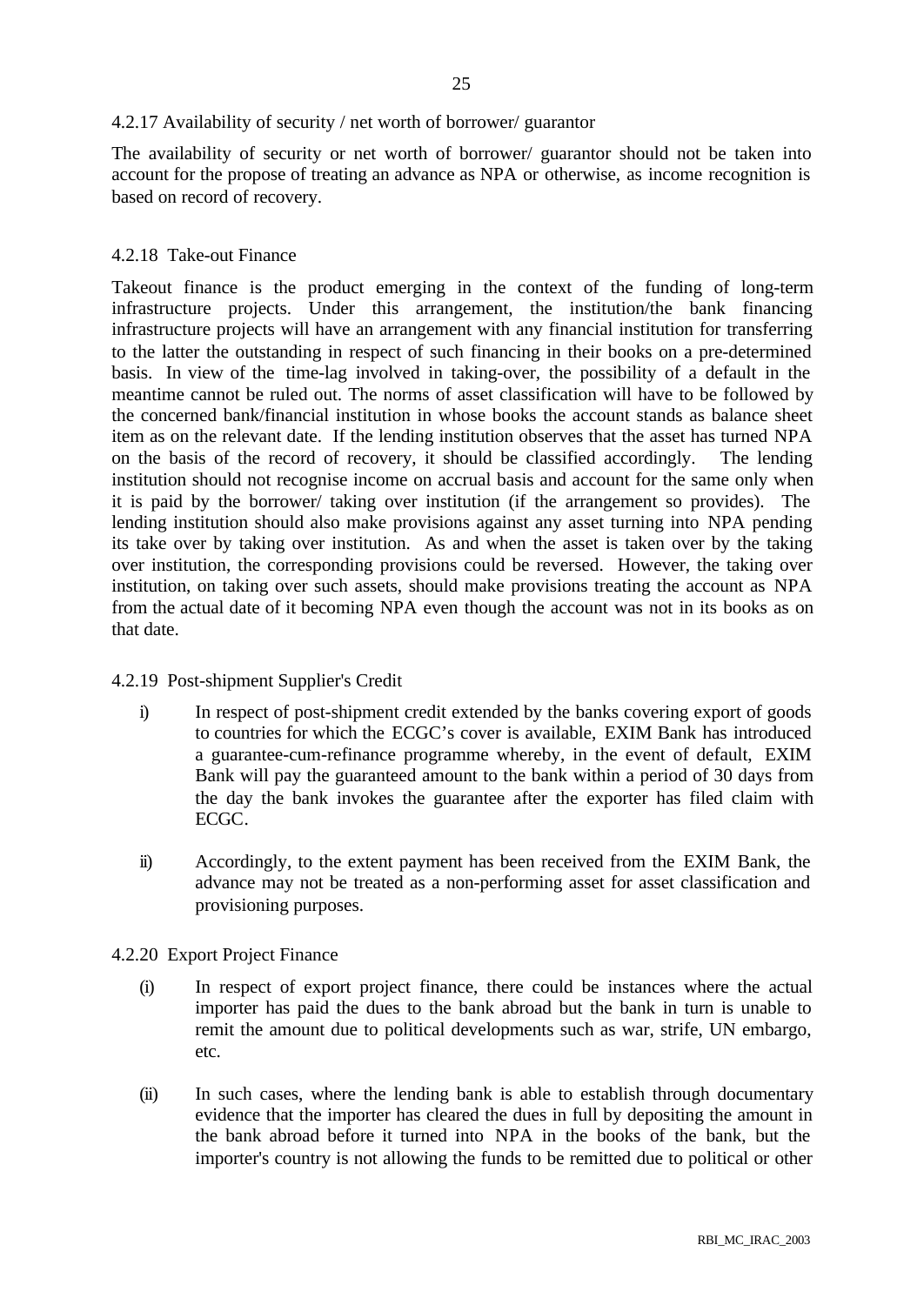4.2.17 Availability of security / net worth of borrower/ guarantor

The availability of security or net worth of borrower/ guarantor should not be taken into account for the propose of treating an advance as NPA or otherwise, as income recognition is based on record of recovery.

4.2.18 Take-out Finance

Takeout finance is the product emerging in the context of the funding of long-term infrastructure projects. Under this arrangement, the institution/the bank financing infrastructure projects will have an arrangement with any financial institution for transferring to the latter the outstanding in respect of such financing in their books on a pre-determined basis. In view of the time-lag involved in taking-over, the possibility of a default in the meantime cannot be ruled out. The norms of asset classification will have to be followed by the concerned bank/financial institution in whose books the account stands as balance sheet item as on the relevant date. If the lending institution observes that the asset has turned NPA on the basis of the record of recovery, it should be classified accordingly. The lending institution should not recognise income on accrual basis and account for the same only when it is paid by the borrower/ taking over institution (if the arrangement so provides). The lending institution should also make provisions against any asset turning into NPA pending its take over by taking over institution. As and when the asset is taken over by the taking over institution, the corresponding provisions could be reversed. However, the taking over institution, on taking over such assets, should make provisions treating the account as NPA from the actual date of it becoming NPA even though the account was not in its books as on that date.

4.2.19 Post-shipment Supplier's Credit

i) In respect of post-shipment credit extended by the banks covering export of goods to countries for which the ECGC's cover is available, EXIM Bank has introduced a guarantee-cum-refinance programme whereby, in the event of default, EXIM Bank will pay the guaranteed amount to the bank within a period of 30 days from the day the bank invokes the guarantee after the exporter has filed claim with ECGC.

ii) Accordingly, to the extent payment has been received from the EXIM Bank, the advance may not be treated as a non-performing asset for asset classification and provisioning purposes.

4.2.20 Export Project Finance

(i) In respect of export project finance, there could be instances where the actual importer has paid the dues to the bank abroad but the bank in turn is unable to remit the amount due to political developments such as war, strife, UN embargo, etc.

(ii) In such cases, where the lending bank is able to establish through documentary evidence that the importer has cleared the dues in full by depositing the amount in the bank abroad before it turned into NPA in the books of the bank, but the importer's country is not allowing the funds to be remitted due to political or other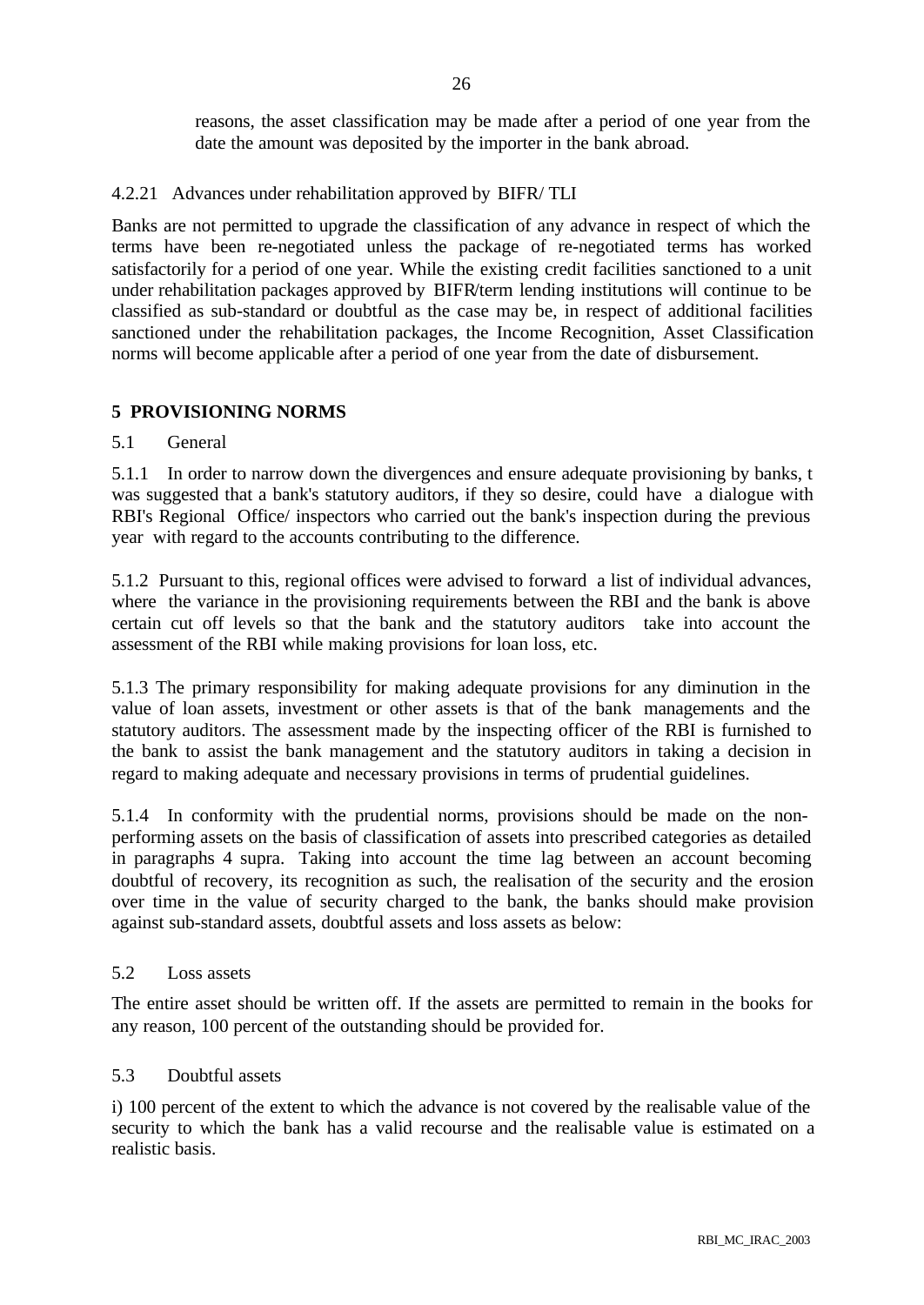reasons, the asset classification may be made after a period of one year from the date the amount was deposited by the importer in the bank abroad.

4.2.21 Advances under rehabilitation approved by BIFR/ TLI

Banks are not permitted to upgrade the classification of any advance in respect of which the terms have been re-negotiated unless the package of re-negotiated terms has worked satisfactorily for a period of one year. While the existing credit facilities sanctioned to a unit under rehabilitation packages approved by BIFR/term lending institutions will continue to be classified as sub-standard or doubtful as the case may be, in respect of additional facilities sanctioned under the rehabilitation packages, the Income Recognition, Asset Classification norms will become applicable after a period of one year from the date of disbursement.

## 5 PROVISIONING NORMS

5.1 General

5.1.1 In order to narrow down the divergences and ensure adequate provisioning by banks, t was suggested that a bank's statutory auditors, if they so desire, could have a dialogue with RBI's Regional Office/ inspectors who carried out the bank's inspection during the previous year with regard to the accounts contributing to the difference.

5.1.2 Pursuant to this, regional offices were advised to forward a list of individual advances, where the variance in the provisioning requirements between the RBI and the bank is above certain cut off levels so that the bank and the statutory auditors take into account the assessment of the RBI while making provisions for loan loss, etc.

5.1.3 The primary responsibility for making adequate provisions for any diminution in the value of loan assets, investment or other assets is that of the bank managements and the statutory auditors. The assessment made by the inspecting officer of the RBI is furnished to the bank to assist the bank management and the statutory auditors in taking a decision in regard to making adequate and necessary provisions in terms of prudential guidelines.

5.1.4 In conformity with the prudential norms, provisions should be made on the non-performing assets on the basis of classification of assets into prescribed categories as detailed in paragraphs 4 supra. Taking into account the time lag between an account becoming doubtful of recovery, its recognition as such, the realisation of the security and the erosion over time in the value of security charged to the bank, the banks should make provision against sub-standard assets, doubtful assets and loss assets as below:

5.2 Loss assets

The entire asset should be written off. If the assets are permitted to remain in the books for any reason, 100 percent of the outstanding should be provided for.

5.3 Doubtful assets

i) 100 percent of the extent to which the advance is not covered by the realisable value of the security to which the bank has a valid recourse and the realisable value is estimated on a realistic basis.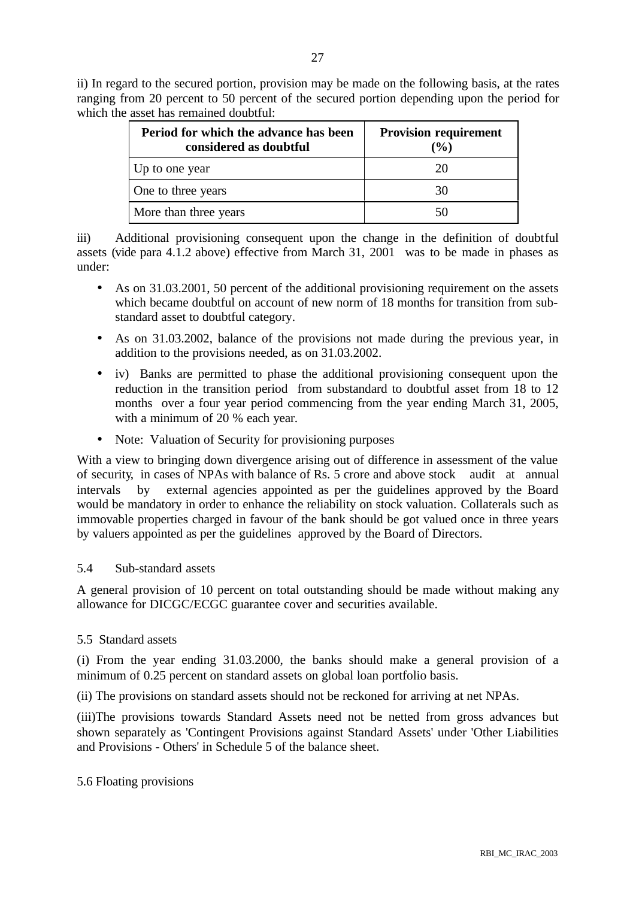ii) In regard to the secured portion, provision may be made on the following basis, at the rates ranging from 20 percent to 50 percent of the secured portion depending upon the period for which the asset has remained doubtful:

| Period for which the advance has been considered as doubtful | Provision requirement (%) |
|---|---|
| Up to one year | 20 |
| One to three years | 30 |
| More than three years | 50 |

iii) Additional provisioning consequent upon the change in the definition of doubtful assets (vide para 4.1.2 above) effective from March 31, 2001 was to be made in phases as under:

- As on 31.03.2001, 50 percent of the additional provisioning requirement on the assets which became doubtful on account of new norm of 18 months for transition from sub-standard asset to doubtful category.
- As on 31.03.2002, balance of the provisions not made during the previous year, in addition to the provisions needed, as on 31.03.2002.
- iv) Banks are permitted to phase the additional provisioning consequent upon the reduction in the transition period from substandard to doubtful asset from 18 to 12 months over a four year period commencing from the year ending March 31, 2005, with a minimum of 20 % each year.
- Note: Valuation of Security for provisioning purposes

With a view to bringing down divergence arising out of difference in assessment of the value of security, in cases of NPAs with balance of Rs. 5 crore and above stock audit at annual intervals by external agencies appointed as per the guidelines approved by the Board would be mandatory in order to enhance the reliability on stock valuation. Collaterals such as immovable properties charged in favour of the bank should be got valued once in three years by valuers appointed as per the guidelines approved by the Board of Directors.

### 5.4 Sub-standard assets

A general provision of 10 percent on total outstanding should be made without making any allowance for DICGC/ECGC guarantee cover and securities available.

### 5.5 Standard assets

(i) From the year ending 31.03.2000, the banks should make a general provision of a minimum of 0.25 percent on standard assets on global loan portfolio basis.

(ii) The provisions on standard assets should not be reckoned for arriving at net NPAs.

(iii)The provisions towards Standard Assets need not be netted from gross advances but shown separately as 'Contingent Provisions against Standard Assets' under 'Other Liabilities and Provisions - Others' in Schedule 5 of the balance sheet.

### 5.6 Floating provisions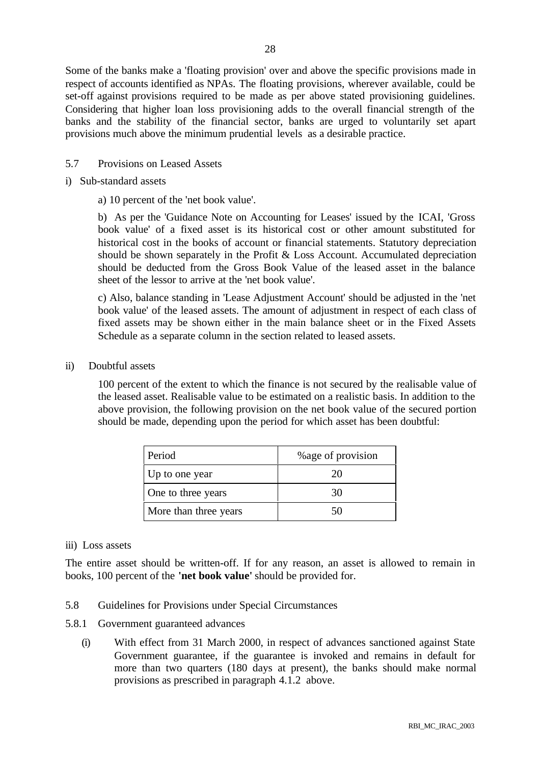Some of the banks make a 'floating provision' over and above the specific provisions made in respect of accounts identified as NPAs. The floating provisions, wherever available, could be set-off against provisions required to be made as per above stated provisioning guidelines. Considering that higher loan loss provisioning adds to the overall financial strength of the banks and the stability of the financial sector, banks are urged to voluntarily set apart provisions much above the minimum prudential levels as a desirable practice.

5.7 Provisions on Leased Assets

i) Sub-standard assets

a) 10 percent of the 'net book value'.

b) As per the 'Guidance Note on Accounting for Leases' issued by the ICAI, 'Gross book value' of a fixed asset is its historical cost or other amount substituted for historical cost in the books of account or financial statements. Statutory depreciation should be shown separately in the Profit & Loss Account. Accumulated depreciation should be deducted from the Gross Book Value of the leased asset in the balance sheet of the lessor to arrive at the 'net book value'.

c) Also, balance standing in 'Lease Adjustment Account' should be adjusted in the 'net book value' of the leased assets. The amount of adjustment in respect of each class of fixed assets may be shown either in the main balance sheet or in the Fixed Assets Schedule as a separate column in the section related to leased assets.

ii) Doubtful assets

100 percent of the extent to which the finance is not secured by the realisable value of the leased asset. Realisable value to be estimated on a realistic basis. In addition to the above provision, the following provision on the net book value of the secured portion should be made, depending upon the period for which asset has been doubtful:

| Period | %age of provision |
|---|---|
| Up to one year | 20 |
| One to three years | 30 |
| More than three years | 50 |

iii) Loss assets

The entire asset should be written-off. If for any reason, an asset is allowed to remain in books, 100 percent of the **'net book value'** should be provided for.

5.8 Guidelines for Provisions under Special Circumstances

5.8.1 Government guaranteed advances

(i) With effect from 31 March 2000, in respect of advances sanctioned against State Government guarantee, if the guarantee is invoked and remains in default for more than two quarters (180 days at present), the banks should make normal provisions as prescribed in paragraph 4.1.2 above.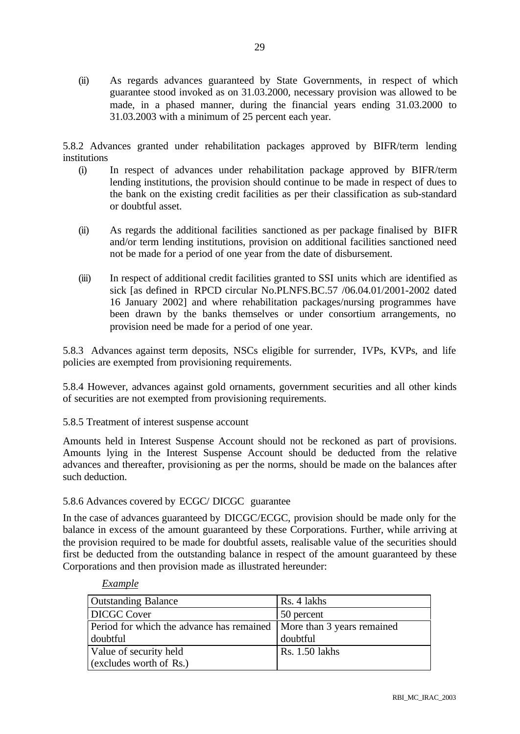(ii) As regards advances guaranteed by State Governments, in respect of which guarantee stood invoked as on 31.03.2000, necessary provision was allowed to be made, in a phased manner, during the financial years ending 31.03.2000 to 31.03.2003 with a minimum of 25 percent each year.

5.8.2 Advances granted under rehabilitation packages approved by BIFR/term lending institutions

(i) In respect of advances under rehabilitation package approved by BIFR/term lending institutions, the provision should continue to be made in respect of dues to the bank on the existing credit facilities as per their classification as sub-standard or doubtful asset.

(ii) As regards the additional facilities sanctioned as per package finalised by BIFR and/or term lending institutions, provision on additional facilities sanctioned need not be made for a period of one year from the date of disbursement.

(iii) In respect of additional credit facilities granted to SSI units which are identified as sick [as defined in RPCD circular No.PLNFS.BC.57 /06.04.01/2001-2002 dated 16 January 2002] and where rehabilitation packages/nursing programmes have been drawn by the banks themselves or under consortium arrangements, no provision need be made for a period of one year.

5.8.3 Advances against term deposits, NSCs eligible for surrender, IVPs, KVPs, and life policies are exempted from provisioning requirements.

5.8.4 However, advances against gold ornaments, government securities and all other kinds of securities are not exempted from provisioning requirements.

5.8.5 Treatment of interest suspense account

Amounts held in Interest Suspense Account should not be reckoned as part of provisions. Amounts lying in the Interest Suspense Account should be deducted from the relative advances and thereafter, provisioning as per the norms, should be made on the balances after such deduction.

5.8.6 Advances covered by ECGC/ DICGC guarantee

In the case of advances guaranteed by DICGC/ECGC, provision should be made only for the balance in excess of the amount guaranteed by these Corporations. Further, while arriving at the provision required to be made for doubtful assets, realisable value of the securities should first be deducted from the outstanding balance in respect of the amount guaranteed by these Corporations and then provision made as illustrated hereunder:

*Example*

| Outstanding Balance | Rs. 4 lakhs |
|---|---|
| DICGC Cover | 50 percent |
| Period for which the advance has remained doubtful | More than 3 years remained doubtful |
| Value of security held (excludes worth of Rs.) | Rs. 1.50 lakhs |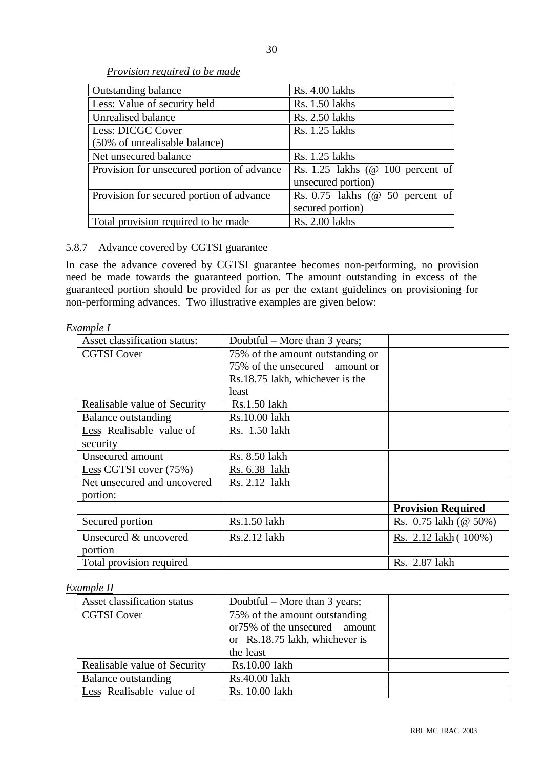*Provision required to be made*

| | |
|---|---|
| Outstanding balance | Rs. 4.00 lakhs |
| Less: Value of security held | Rs. 1.50 lakhs |
| Unrealised balance | Rs. 2.50 lakhs |
| Less: DICGC Cover (50% of unrealisable balance) | Rs. 1.25 lakhs |
| Net unsecured balance | Rs. 1.25 lakhs |
| Provision for unsecured portion of advance | Rs. 1.25 lakhs (@ 100 percent of unsecured portion) |
| Provision for secured portion of advance | Rs. 0.75 lakhs (@ 50 percent of secured portion) |
| Total provision required to be made | Rs. 2.00 lakhs |

5.8.7 Advance covered by CGTSI guarantee

In case the advance covered by CGTSI guarantee becomes non-performing, no provision need be made towards the guaranteed portion. The amount outstanding in excess of the guaranteed portion should be provided for as per the extant guidelines on provisioning for non-performing advances. Two illustrative examples are given below:

*Example I*

| | | |
|---|---|---|
| Asset classification status: | Doubtful – More than 3 years; | |
| CGTSI Cover | 75% of the amount outstanding or 75% of the unsecured amount or Rs.18.75 lakh, whichever is the least | |
| Realisable value of Security | Rs.1.50 lakh | |
| Balance outstanding | Rs.10.00 lakh | |
| Less Realisable value of security | Rs. 1.50 lakh | |
| Unsecured amount | Rs. 8.50 lakh | |
| Less CGTSI cover (75%) | Rs. 6.38 lakh | |
| Net unsecured and uncovered portion: | Rs. 2.12 lakh | |
| | | **Provision Required** |
| Secured portion | Rs.1.50 lakh | Rs. 0.75 lakh (@ 50%) |
| Unsecured & uncovered portion | Rs.2.12 lakh | Rs. 2.12 lakh ( 100%) |
| Total provision required | | Rs. 2.87 lakh |

*Example II*

| | | |
|---|---|---|
| Asset classification status | Doubtful – More than 3 years; | |
| CGTSI Cover | 75% of the amount outstanding or75% of the unsecured amount or Rs.18.75 lakh, whichever is the least | |
| Realisable value of Security | Rs.10.00 lakh | |
| Balance outstanding | Rs.40.00 lakh | |
| Less Realisable value of | Rs. 10.00 lakh | |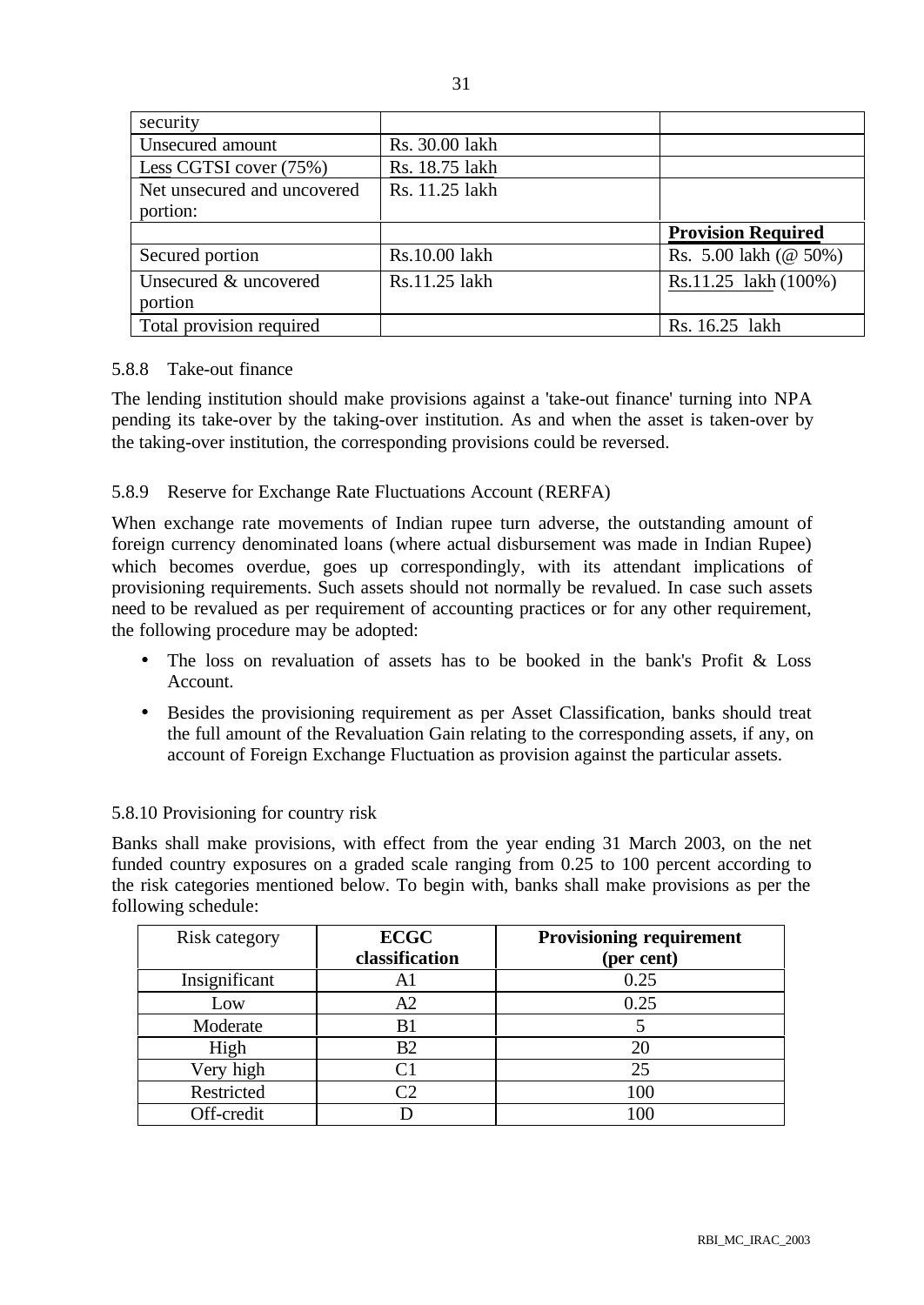| security | | |
|---|---|---|
| Unsecured amount | Rs. 30.00 lakh | |
| Less CGTSI cover (75%) | Rs. 18.75 lakh | |
| Net unsecured and uncovered portion: | Rs. 11.25 lakh | |
| | | **Provision Required** |
| Secured portion | Rs.10.00 lakh | Rs. 5.00 lakh (@ 50%) |
| Unsecured & uncovered portion | Rs.11.25 lakh | Rs.11.25 lakh (100%) |
| Total provision required | | Rs. 16.25 lakh |

### 5.8.8 Take-out finance

The lending institution should make provisions against a 'take-out finance' turning into NPA pending its take-over by the taking-over institution. As and when the asset is taken-over by the taking-over institution, the corresponding provisions could be reversed.

### 5.8.9 Reserve for Exchange Rate Fluctuations Account (RERFA)

When exchange rate movements of Indian rupee turn adverse, the outstanding amount of foreign currency denominated loans (where actual disbursement was made in Indian Rupee) which becomes overdue, goes up correspondingly, with its attendant implications of provisioning requirements. Such assets should not normally be revalued. In case such assets need to be revalued as per requirement of accounting practices or for any other requirement, the following procedure may be adopted:

- The loss on revaluation of assets has to be booked in the bank's Profit & Loss Account.
- Besides the provisioning requirement as per Asset Classification, banks should treat the full amount of the Revaluation Gain relating to the corresponding assets, if any, on account of Foreign Exchange Fluctuation as provision against the particular assets.

### 5.8.10 Provisioning for country risk

Banks shall make provisions, with effect from the year ending 31 March 2003, on the net funded country exposures on a graded scale ranging from 0.25 to 100 percent according to the risk categories mentioned below. To begin with, banks shall make provisions as per the following schedule:

| Risk category | **ECGC classification** | **Provisioning requirement (per cent)** |
|---|---|---|
| Insignificant | A1 | 0.25 |
| Low | A2 | 0.25 |
| Moderate | B1 | 5 |
| High | B2 | 20 |
| Very high | C1 | 25 |
| Restricted | C2 | 100 |
| Off-credit | D | 100 |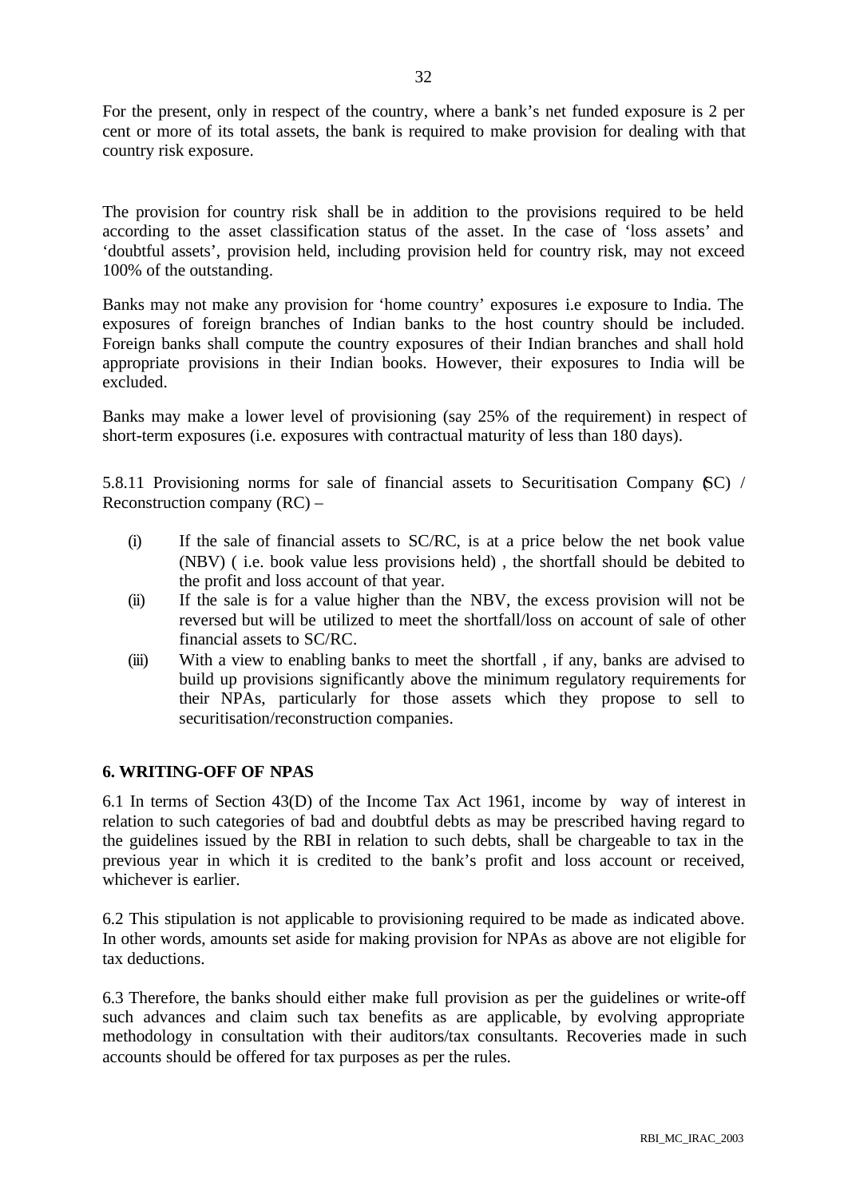For the present, only in respect of the country, where a bank's net funded exposure is 2 per cent or more of its total assets, the bank is required to make provision for dealing with that country risk exposure.

The provision for country risk shall be in addition to the provisions required to be held according to the asset classification status of the asset. In the case of 'loss assets' and 'doubtful assets', provision held, including provision held for country risk, may not exceed 100% of the outstanding.

Banks may not make any provision for 'home country' exposures i.e exposure to India. The exposures of foreign branches of Indian banks to the host country should be included. Foreign banks shall compute the country exposures of their Indian branches and shall hold appropriate provisions in their Indian books. However, their exposures to India will be excluded.

Banks may make a lower level of provisioning (say 25% of the requirement) in respect of short-term exposures (i.e. exposures with contractual maturity of less than 180 days).

5.8.11 Provisioning norms for sale of financial assets to Securitisation Company (SC) / Reconstruction company (RC) –

(i) If the sale of financial assets to SC/RC, is at a price below the net book value (NBV) ( i.e. book value less provisions held) , the shortfall should be debited to the profit and loss account of that year.

(ii) If the sale is for a value higher than the NBV, the excess provision will not be reversed but will be utilized to meet the shortfall/loss on account of sale of other financial assets to SC/RC.

(iii) With a view to enabling banks to meet the shortfall , if any, banks are advised to build up provisions significantly above the minimum regulatory requirements for their NPAs, particularly for those assets which they propose to sell to securitisation/reconstruction companies.

## 6. WRITING-OFF OF NPAS

6.1 In terms of Section 43(D) of the Income Tax Act 1961, income by way of interest in relation to such categories of bad and doubtful debts as may be prescribed having regard to the guidelines issued by the RBI in relation to such debts, shall be chargeable to tax in the previous year in which it is credited to the bank's profit and loss account or received, whichever is earlier.

6.2 This stipulation is not applicable to provisioning required to be made as indicated above. In other words, amounts set aside for making provision for NPAs as above are not eligible for tax deductions.

6.3 Therefore, the banks should either make full provision as per the guidelines or write-off such advances and claim such tax benefits as are applicable, by evolving appropriate methodology in consultation with their auditors/tax consultants. Recoveries made in such accounts should be offered for tax purposes as per the rules.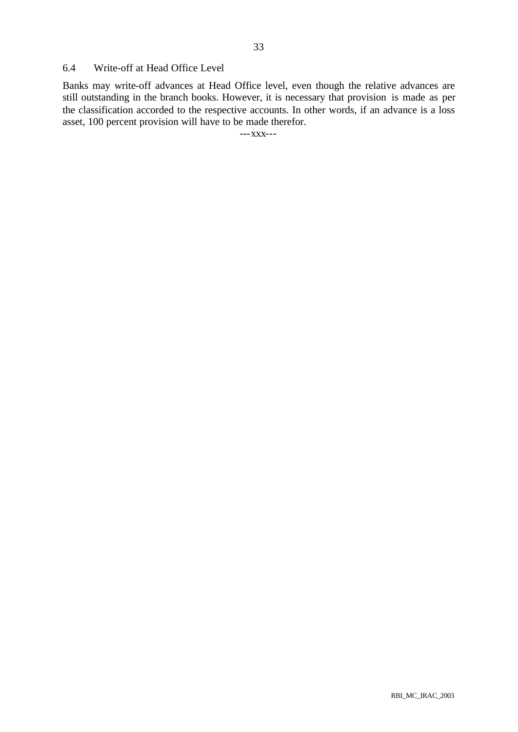### 6.4 Write-off at Head Office Level

Banks may write-off advances at Head Office level, even though the relative advances are still outstanding in the branch books. However, it is necessary that provision is made as per the classification accorded to the respective accounts. In other words, if an advance is a loss asset, 100 percent provision will have to be made therefor.

---xxx---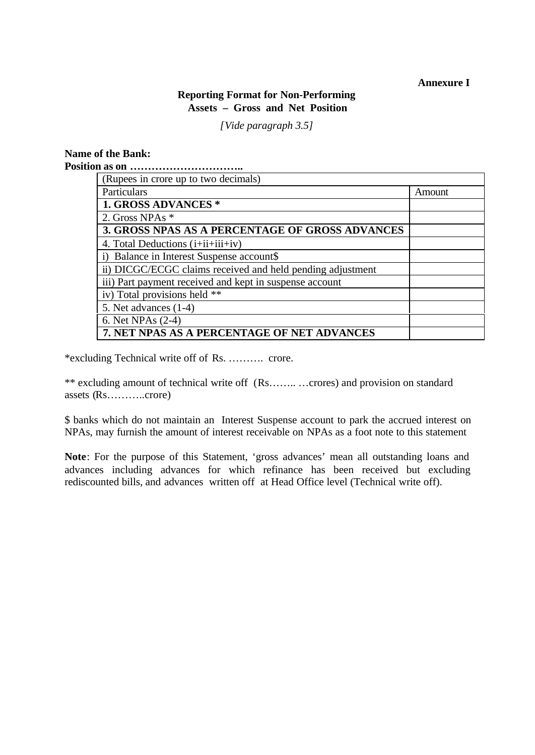**Annexure I**

## Reporting Format for Non-Performing Assets – Gross and Net Position

*[Vide paragraph 3.5]*

**Name of the Bank:**
**Position as on …………………………..**

| (Rupees in crore up to two decimals) | |
|---|---|
| Particulars | Amount |
| **1. GROSS ADVANCES \*** | |
| 2. Gross NPAs * | |
| **3. GROSS NPAS AS A PERCENTAGE OF GROSS ADVANCES** | |
| 4. Total Deductions (i+ii+iii+iv) | |
| i) Balance in Interest Suspense account$ | |
| ii) DICGC/ECGC claims received and held pending adjustment | |
| iii) Part payment received and kept in suspense account | |
| iv) Total provisions held ** | |
| 5. Net advances (1-4) | |
| 6. Net NPAs (2-4) | |
| **7. NET NPAS AS A PERCENTAGE OF NET ADVANCES** | |

*excluding Technical write off of Rs. ………. crore.

** excluding amount of technical write off (Rs…….. …crores) and provision on standard assets (Rs………..crore)

$ banks which do not maintain an Interest Suspense account to park the accrued interest on NPAs, may furnish the amount of interest receivable on NPAs as a foot note to this statement

**Note**: For the purpose of this Statement, 'gross advances' mean all outstanding loans and advances including advances for which refinance has been received but excluding rediscounted bills, and advances written off at Head Office level (Technical write off).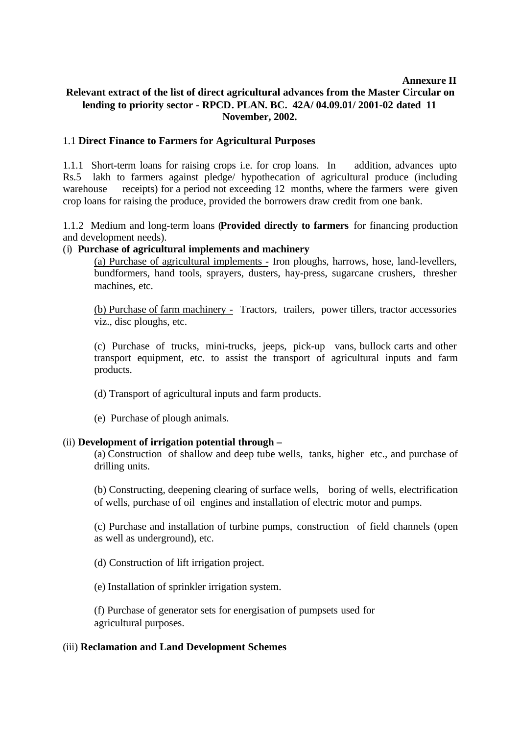**Annexure II**

**Relevant extract of the list of direct agricultural advances from the Master Circular on lending to priority sector - RPCD. PLAN. BC. 42A/ 04.09.01/ 2001-02 dated 11 November, 2002.**

1.1 **Direct Finance to Farmers for Agricultural Purposes**

1.1.1 Short-term loans for raising crops i.e. for crop loans. In addition, advances upto Rs.5 lakh to farmers against pledge/ hypothecation of agricultural produce (including warehouse receipts) for a period not exceeding 12 months, where the farmers were given crop loans for raising the produce, provided the borrowers draw credit from one bank.

1.1.2 Medium and long-term loans (**Provided directly to farmers** for financing production and development needs).

(i) **Purchase of agricultural implements and machinery**

(a) Purchase of agricultural implements - Iron ploughs, harrows, hose, land-levellers, bundformers, hand tools, sprayers, dusters, hay-press, sugarcane crushers, thresher machines, etc.

(b) Purchase of farm machinery - Tractors, trailers, power tillers, tractor accessories viz., disc ploughs, etc.

(c) Purchase of trucks, mini-trucks, jeeps, pick-up vans, bullock carts and other transport equipment, etc. to assist the transport of agricultural inputs and farm products.

(d) Transport of agricultural inputs and farm products.

(e) Purchase of plough animals.

(ii) **Development of irrigation potential through –**

(a) Construction of shallow and deep tube wells, tanks, higher etc., and purchase of drilling units.

(b) Constructing, deepening clearing of surface wells, boring of wells, electrification of wells, purchase of oil engines and installation of electric motor and pumps.

(c) Purchase and installation of turbine pumps, construction of field channels (open as well as underground), etc.

(d) Construction of lift irrigation project.

(e) Installation of sprinkler irrigation system.

(f) Purchase of generator sets for energisation of pumpsets used for agricultural purposes.

(iii) **Reclamation and Land Development Schemes**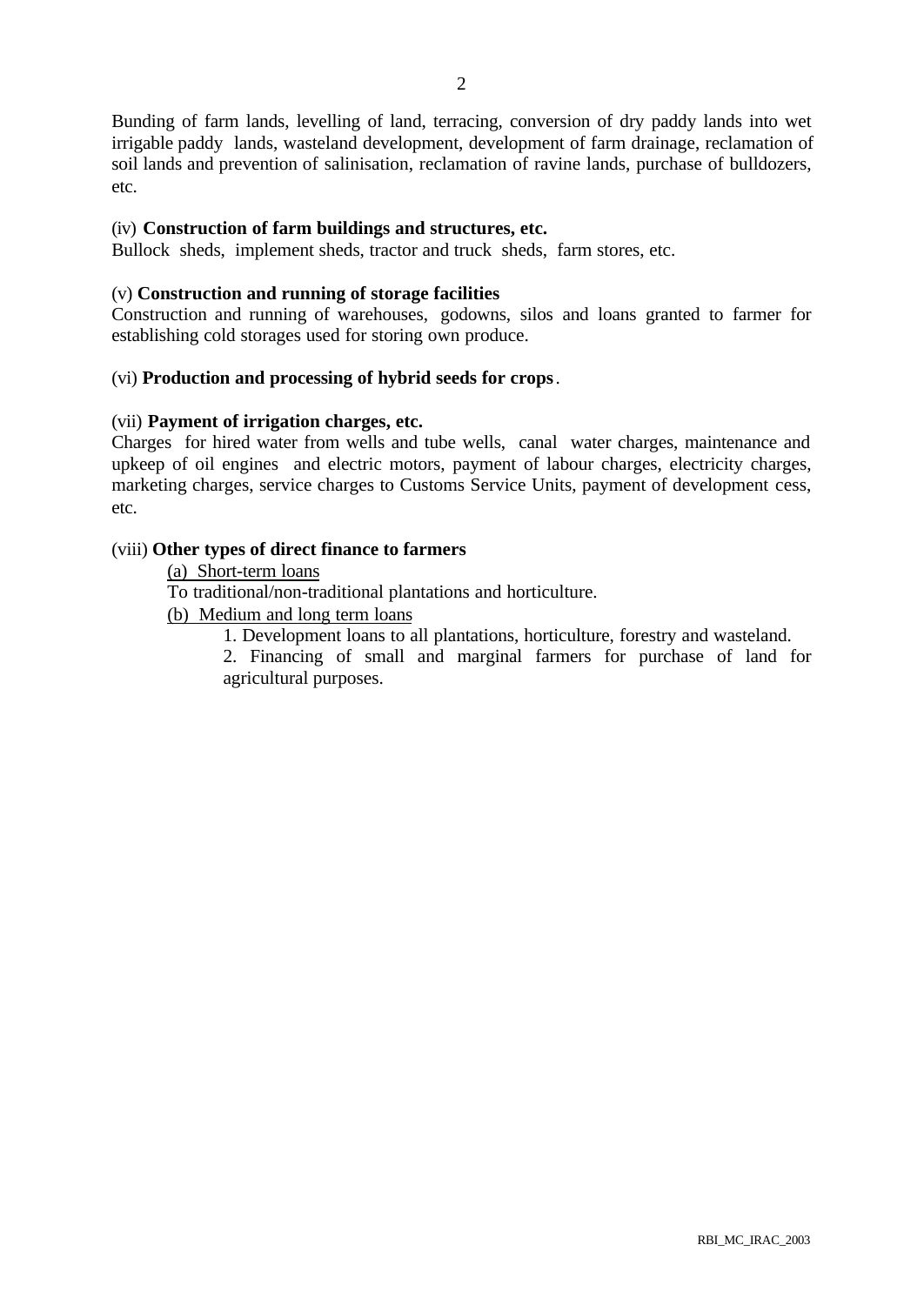Bunding of farm lands, levelling of land, terracing, conversion of dry paddy lands into wet irrigable paddy lands, wasteland development, development of farm drainage, reclamation of soil lands and prevention of salinisation, reclamation of ravine lands, purchase of bulldozers, etc.

(iv) **Construction of farm buildings and structures, etc.**
Bullock sheds, implement sheds, tractor and truck sheds, farm stores, etc.

(v) **Construction and running of storage facilities**
Construction and running of warehouses, godowns, silos and loans granted to farmer for establishing cold storages used for storing own produce.

(vi) **Production and processing of hybrid seeds for crops**.

(vii) **Payment of irrigation charges, etc.**
Charges for hired water from wells and tube wells, canal water charges, maintenance and upkeep of oil engines and electric motors, payment of labour charges, electricity charges, marketing charges, service charges to Customs Service Units, payment of development cess, etc.

(viii) **Other types of direct finance to farmers**

(a) Short-term loans

To traditional/non-traditional plantations and horticulture.

(b) Medium and long term loans

1. Development loans to all plantations, horticulture, forestry and wasteland.
2. Financing of small and marginal farmers for purchase of land for agricultural purposes.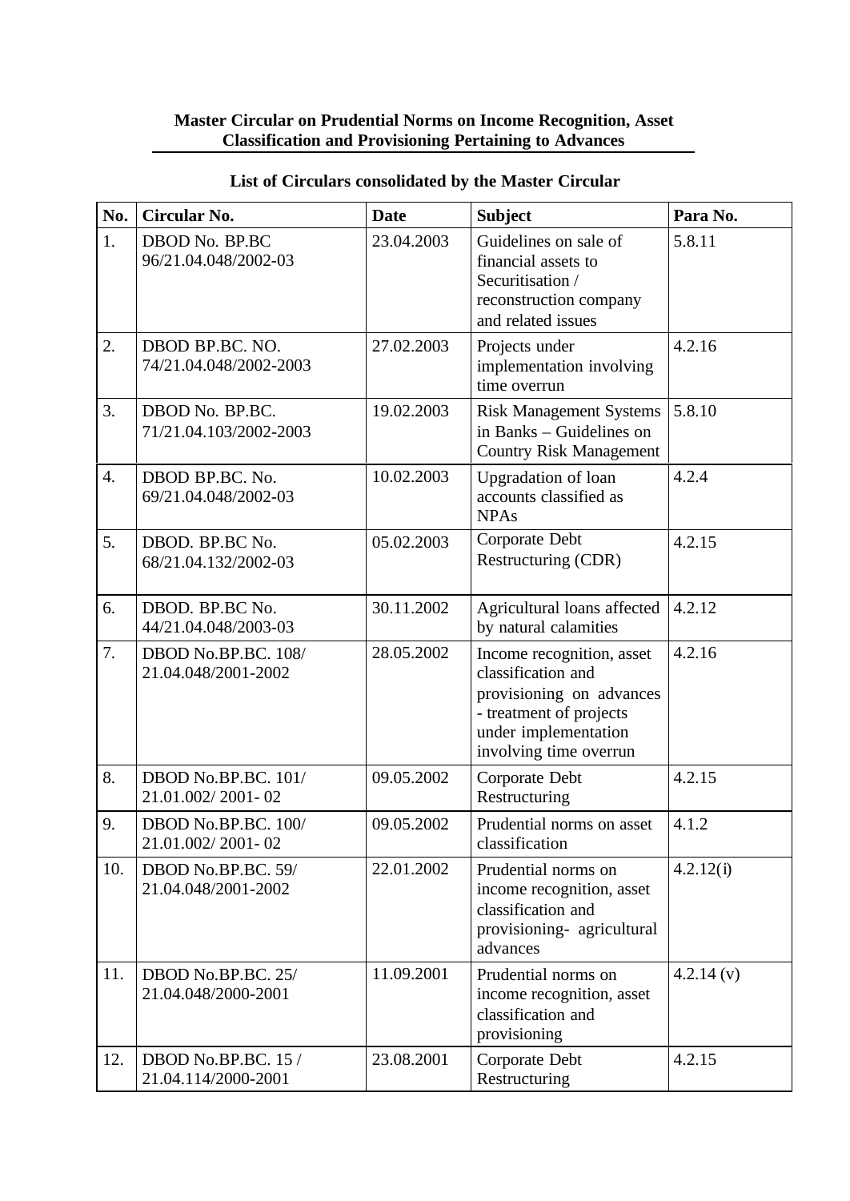**Master Circular on Prudential Norms on Income Recognition, Asset Classification and Provisioning Pertaining to Advances**

**List of Circulars consolidated by the Master Circular**

| No. | Circular No. | Date | Subject | Para No. |
|---|---|---|---|---|
| 1. | DBOD No. BP.BC 96/21.04.048/2002-03 | 23.04.2003 | Guidelines on sale of financial assets to Securitisation / reconstruction company and related issues | 5.8.11 |
| 2. | DBOD BP.BC. NO. 74/21.04.048/2002-2003 | 27.02.2003 | Projects under implementation involving time overrun | 4.2.16 |
| 3. | DBOD No. BP.BC. 71/21.04.103/2002-2003 | 19.02.2003 | Risk Management Systems in Banks – Guidelines on Country Risk Management | 5.8.10 |
| 4. | DBOD BP.BC. No. 69/21.04.048/2002-03 | 10.02.2003 | Upgradation of loan accounts classified as NPAs | 4.2.4 |
| 5. | DBOD. BP.BC No. 68/21.04.132/2002-03 | 05.02.2003 | Corporate Debt Restructuring (CDR) | 4.2.15 |
| 6. | DBOD. BP.BC No. 44/21.04.048/2003-03 | 30.11.2002 | Agricultural loans affected by natural calamities | 4.2.12 |
| 7. | DBOD No.BP.BC. 108/ 21.04.048/2001-2002 | 28.05.2002 | Income recognition, asset classification and provisioning on advances - treatment of projects under implementation involving time overrun | 4.2.16 |
| 8. | DBOD No.BP.BC. 101/ 21.01.002/ 2001- 02 | 09.05.2002 | Corporate Debt Restructuring | 4.2.15 |
| 9. | DBOD No.BP.BC. 100/ 21.01.002/ 2001- 02 | 09.05.2002 | Prudential norms on asset classification | 4.1.2 |
| 10. | DBOD No.BP.BC. 59/ 21.04.048/2001-2002 | 22.01.2002 | Prudential norms on income recognition, asset classification and provisioning- agricultural advances | 4.2.12(i) |
| 11. | DBOD No.BP.BC. 25/ 21.04.048/2000-2001 | 11.09.2001 | Prudential norms on income recognition, asset classification and provisioning | 4.2.14 (v) |
| 12. | DBOD No.BP.BC. 15 / 21.04.114/2000-2001 | 23.08.2001 | Corporate Debt Restructuring | 4.2.15 |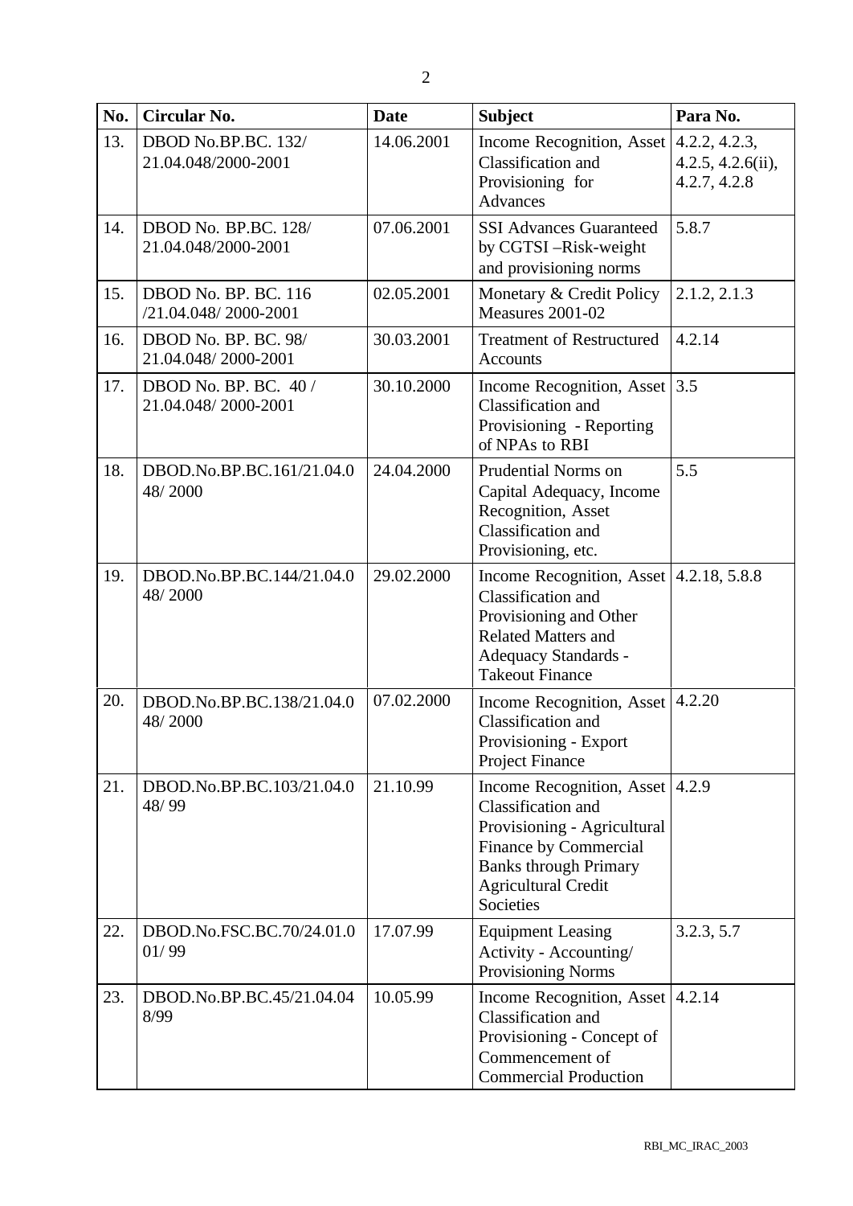| No. | Circular No. | Date | Subject | Para No. |
|---|---|---|---|---|
| 13. | DBOD No.BP.BC. 132/ 21.04.048/2000-2001 | 14.06.2001 | Income Recognition, Asset Classification and Provisioning for Advances | 4.2.2, 4.2.3, 4.2.5, 4.2.6(ii), 4.2.7, 4.2.8 |
| 14. | DBOD No. BP.BC. 128/ 21.04.048/2000-2001 | 07.06.2001 | SSI Advances Guaranteed by CGTSI –Risk-weight and provisioning norms | 5.8.7 |
| 15. | DBOD No. BP. BC. 116 /21.04.048/ 2000-2001 | 02.05.2001 | Monetary & Credit Policy Measures 2001-02 | 2.1.2, 2.1.3 |
| 16. | DBOD No. BP. BC. 98/ 21.04.048/ 2000-2001 | 30.03.2001 | Treatment of Restructured Accounts | 4.2.14 |
| 17. | DBOD No. BP. BC. 40 / 21.04.048/ 2000-2001 | 30.10.2000 | Income Recognition, Asset Classification and Provisioning - Reporting of NPAs to RBI | 3.5 |
| 18. | DBOD.No.BP.BC.161/21.04.048/ 2000 | 24.04.2000 | Prudential Norms on Capital Adequacy, Income Recognition, Asset Classification and Provisioning, etc. | 5.5 |
| 19. | DBOD.No.BP.BC.144/21.04.048/ 2000 | 29.02.2000 | Income Recognition, Asset Classification and Provisioning and Other Related Matters and Adequacy Standards - Takeout Finance | 4.2.18, 5.8.8 |
| 20. | DBOD.No.BP.BC.138/21.04.048/ 2000 | 07.02.2000 | Income Recognition, Asset Classification and Provisioning - Export Project Finance | 4.2.20 |
| 21. | DBOD.No.BP.BC.103/21.04.048/ 99 | 21.10.99 | Income Recognition, Asset Classification and Provisioning - Agricultural Finance by Commercial Banks through Primary Agricultural Credit Societies | 4.2.9 |
| 22. | DBOD.No.FSC.BC.70/24.01.001/ 99 | 17.07.99 | Equipment Leasing Activity - Accounting/ Provisioning Norms | 3.2.3, 5.7 |
| 23. | DBOD.No.BP.BC.45/21.04.048/99 | 10.05.99 | Income Recognition, Asset Classification and Provisioning - Concept of Commencement of Commercial Production | 4.2.14 |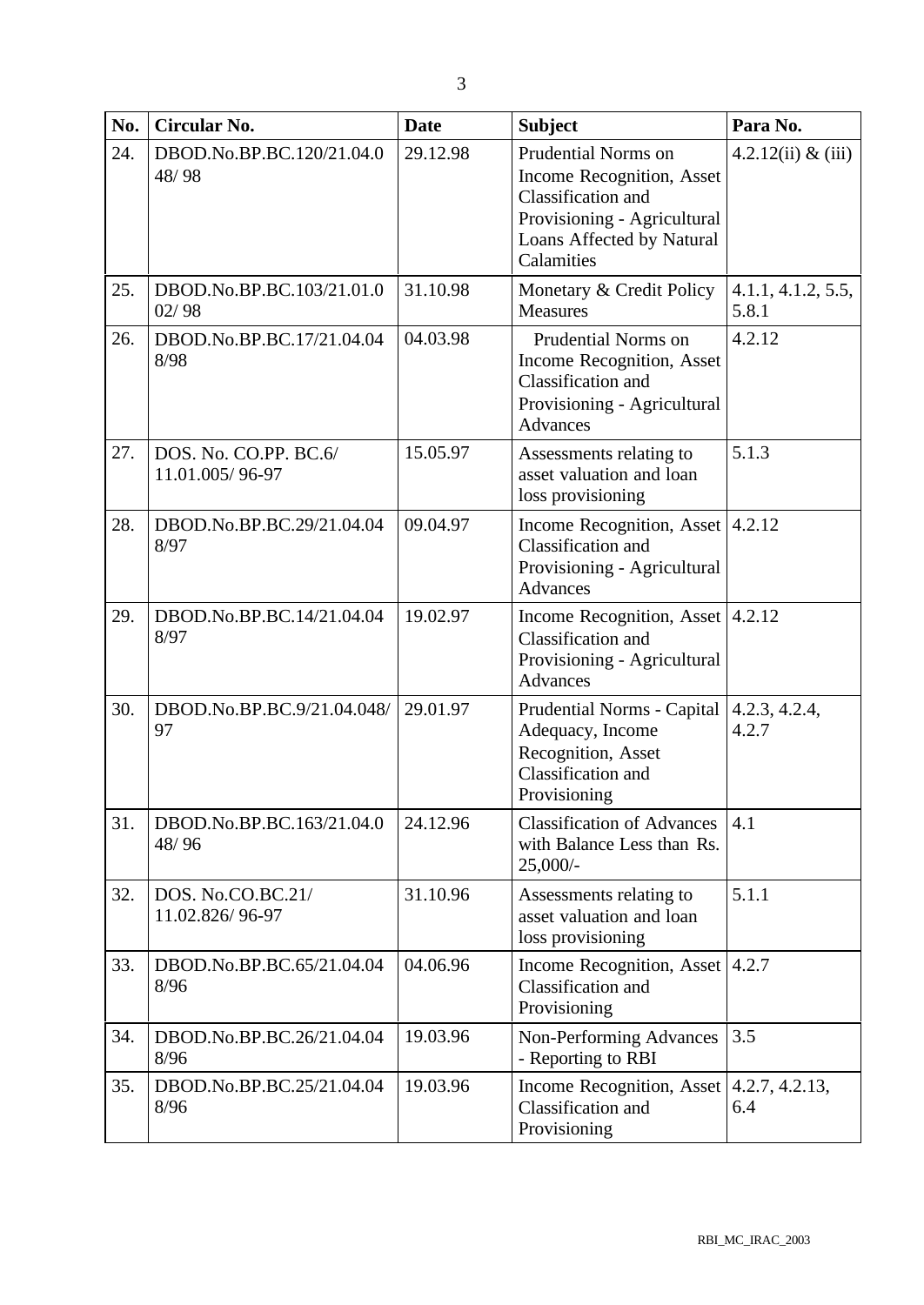| No. | Circular No. | Date | Subject | Para No. |
|---|---|---|---|---|
| 24. | DBOD.No.BP.BC.120/21.04.048/ 98 | 29.12.98 | Prudential Norms on Income Recognition, Asset Classification and Provisioning - Agricultural Loans Affected by Natural Calamities | 4.2.12(ii) & (iii) |
| 25. | DBOD.No.BP.BC.103/21.01.002/ 98 | 31.10.98 | Monetary & Credit Policy Measures | 4.1.1, 4.1.2, 5.5, 5.8.1 |
| 26. | DBOD.No.BP.BC.17/21.04.048/98 | 04.03.98 | Prudential Norms on Income Recognition, Asset Classification and Provisioning - Agricultural Advances | 4.2.12 |
| 27. | DOS. No. CO.PP. BC.6/ 11.01.005/ 96-97 | 15.05.97 | Assessments relating to asset valuation and loan loss provisioning | 5.1.3 |
| 28. | DBOD.No.BP.BC.29/21.04.048/97 | 09.04.97 | Income Recognition, Asset Classification and Provisioning - Agricultural Advances | 4.2.12 |
| 29. | DBOD.No.BP.BC.14/21.04.048/97 | 19.02.97 | Income Recognition, Asset Classification and Provisioning - Agricultural Advances | 4.2.12 |
| 30. | DBOD.No.BP.BC.9/21.04.048/ 97 | 29.01.97 | Prudential Norms - Capital Adequacy, Income Recognition, Asset Classification and Provisioning | 4.2.3, 4.2.4, 4.2.7 |
| 31. | DBOD.No.BP.BC.163/21.04.048/ 96 | 24.12.96 | Classification of Advances with Balance Less than Rs. 25,000/- | 4.1 |
| 32. | DOS. No.CO.BC.21/ 11.02.826/ 96-97 | 31.10.96 | Assessments relating to asset valuation and loan loss provisioning | 5.1.1 |
| 33. | DBOD.No.BP.BC.65/21.04.048/96 | 04.06.96 | Income Recognition, Asset Classification and Provisioning | 4.2.7 |
| 34. | DBOD.No.BP.BC.26/21.04.048/96 | 19.03.96 | Non-Performing Advances - Reporting to RBI | 3.5 |
| 35. | DBOD.No.BP.BC.25/21.04.048/96 | 19.03.96 | Income Recognition, Asset Classification and Provisioning | 4.2.7, 4.2.13, 6.4 |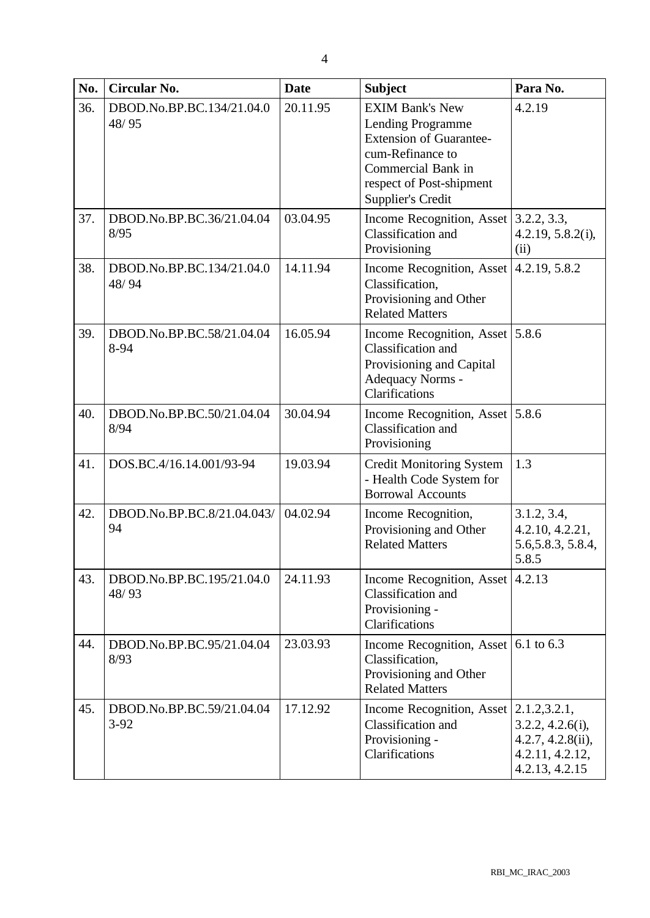| No. | Circular No. | Date | Subject | Para No. |
|---|---|---|---|---|
| 36. | DBOD.No.BP.BC.134/21.04.048/ 95 | 20.11.95 | EXIM Bank's New Lending Programme Extension of Guarantee-cum-Refinance to Commercial Bank in respect of Post-shipment Supplier's Credit | 4.2.19 |
| 37. | DBOD.No.BP.BC.36/21.04.048/95 | 03.04.95 | Income Recognition, Asset Classification and Provisioning | 3.2.2, 3.3, 4.2.19, 5.8.2(i), (ii) |
| 38. | DBOD.No.BP.BC.134/21.04.048/ 94 | 14.11.94 | Income Recognition, Asset Classification, Provisioning and Other Related Matters | 4.2.19, 5.8.2 |
| 39. | DBOD.No.BP.BC.58/21.04.048-94 | 16.05.94 | Income Recognition, Asset Classification and Provisioning and Capital Adequacy Norms - Clarifications | 5.8.6 |
| 40. | DBOD.No.BP.BC.50/21.04.048/94 | 30.04.94 | Income Recognition, Asset Classification and Provisioning | 5.8.6 |
| 41. | DOS.BC.4/16.14.001/93-94 | 19.03.94 | Credit Monitoring System - Health Code System for Borrowal Accounts | 1.3 |
| 42. | DBOD.No.BP.BC.8/21.04.043/ 94 | 04.02.94 | Income Recognition, Provisioning and Other Related Matters | 3.1.2, 3.4, 4.2.10, 4.2.21, 5.6,5.8.3, 5.8.4, 5.8.5 |
| 43. | DBOD.No.BP.BC.195/21.04.048/ 93 | 24.11.93 | Income Recognition, Asset Classification and Provisioning - Clarifications | 4.2.13 |
| 44. | DBOD.No.BP.BC.95/21.04.048/93 | 23.03.93 | Income Recognition, Asset Classification, Provisioning and Other Related Matters | 6.1 to 6.3 |
| 45. | DBOD.No.BP.BC.59/21.04.043-92 | 17.12.92 | Income Recognition, Asset Classification and Provisioning - Clarifications | 2.1.2,3.2.1, 3.2.2, 4.2.6(i), 4.2.7, 4.2.8(ii), 4.2.11, 4.2.12, 4.2.13, 4.2.15 |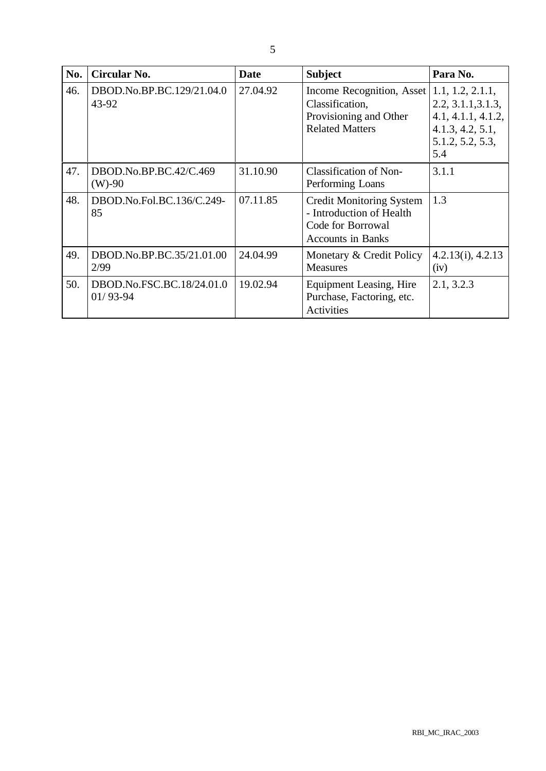| No. | Circular No. | Date | Subject | Para No. |
|---|---|---|---|---|
| 46. | DBOD.No.BP.BC.129/21.04.043-92 | 27.04.92 | Income Recognition, Asset Classification, Provisioning and Other Related Matters | 1.1, 1.2, 2.1.1, 2.2, 3.1.1,3.1.3, 4.1, 4.1.1, 4.1.2, 4.1.3, 4.2, 5.1, 5.1.2, 5.2, 5.3, 5.4 |
| 47. | DBOD.No.BP.BC.42/C.469 (W)-90 | 31.10.90 | Classification of Non-Performing Loans | 3.1.1 |
| 48. | DBOD.No.Fol.BC.136/C.249-85 | 07.11.85 | Credit Monitoring System - Introduction of Health Code for Borrowal Accounts in Banks | 1.3 |
| 49. | DBOD.No.BP.BC.35/21.01.002/99 | 24.04.99 | Monetary & Credit Policy Measures | 4.2.13(i), 4.2.13 (iv) |
| 50. | DBOD.No.FSC.BC.18/24.01.001/ 93-94 | 19.02.94 | Equipment Leasing, Hire Purchase, Factoring, etc. Activities | 2.1, 3.2.3 |